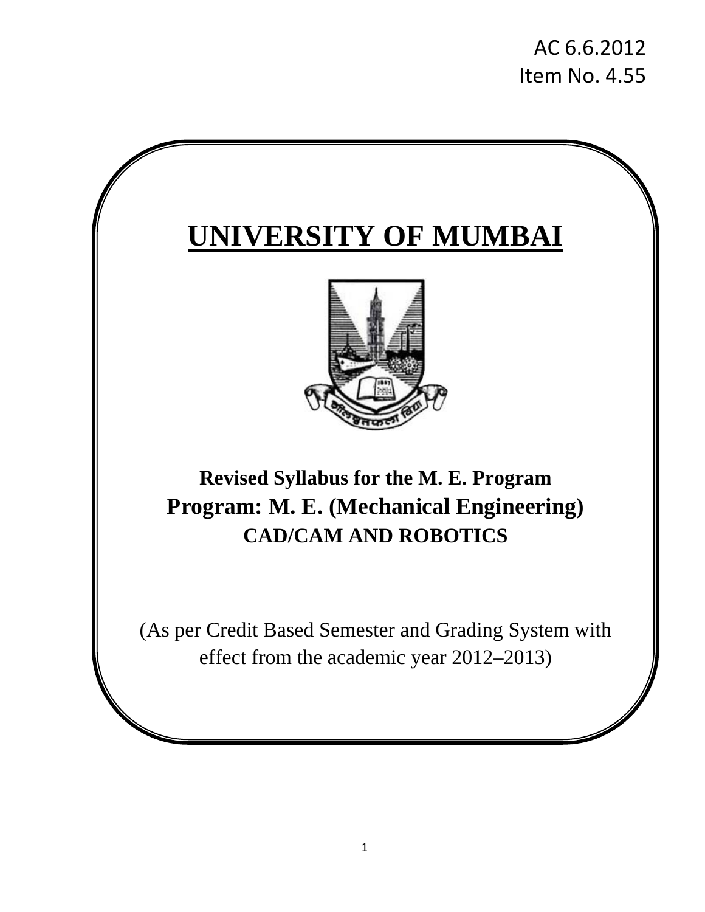AC 6.6.2012
Item No. 4.55

# UNIVERSITY OF MUMBAI

**Revised Syllabus for the M. E. Program**

## Program: M. E. (Mechanical Engineering)

### CAD/CAM AND ROBOTICS

(As per Credit Based Semester and Grading System with effect from the academic year 2012–2013)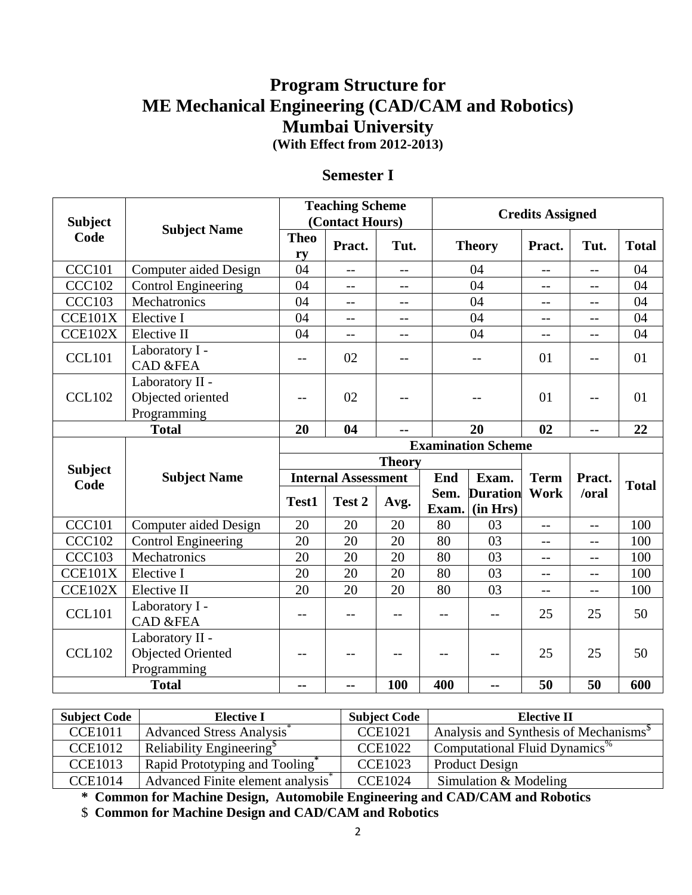# Program Structure for ME Mechanical Engineering (CAD/CAM and Robotics) Mumbai University

**(With Effect from 2012-2013)**

## Semester I

| Subject Code | Subject Name | Teaching Scheme (Contact Hours) | | | Credits Assigned | | | |
|---|---|---|---|---|---|---|---|---|
| | | Theory | Pract. | Tut. | Theory | Pract. | Tut. | Total |
| CCC101 | Computer aided Design | 04 | -- | -- | 04 | -- | -- | 04 |
| CCC102 | Control Engineering | 04 | -- | -- | 04 | -- | -- | 04 |
| CCC103 | Mechatronics | 04 | -- | -- | 04 | -- | -- | 04 |
| CCE101X | Elective I | 04 | -- | -- | 04 | -- | -- | 04 |
| CCE102X | Elective II | 04 | -- | -- | 04 | -- | -- | 04 |
| CCL101 | Laboratory I - CAD &FEA | -- | 02 | -- | -- | 01 | -- | 01 |
| CCL102 | Laboratory II - Objected oriented Programming | -- | 02 | -- | -- | 01 | -- | 01 |
| **Total** | | **20** | **04** | **--** | **20** | **02** | **--** | **22** |

| Subject Code | Subject Name | Examination Scheme | | | | | | | |
|---|---|---|---|---|---|---|---|---|---|
| | | Theory | | | | | Term Work | Pract. /oral | Total |
| | | Internal Assessment | | | End Sem. Exam. | Exam. Duration (in Hrs) | | | |
| | | Test1 | Test 2 | Avg. | | | | | |
| CCC101 | Computer aided Design | 20 | 20 | 20 | 80 | 03 | -- | -- | 100 |
| CCC102 | Control Engineering | 20 | 20 | 20 | 80 | 03 | -- | -- | 100 |
| CCC103 | Mechatronics | 20 | 20 | 20 | 80 | 03 | -- | -- | 100 |
| CCE101X | Elective I | 20 | 20 | 20 | 80 | 03 | -- | -- | 100 |
| CCE102X | Elective II | 20 | 20 | 20 | 80 | 03 | -- | -- | 100 |
| CCL101 | Laboratory I - CAD &FEA | -- | -- | -- | -- | -- | 25 | 25 | 50 |
| CCL102 | Laboratory II - Objected Oriented Programming | -- | -- | -- | -- | -- | 25 | 25 | 50 |
| **Total** | | **--** | **--** | **100** | **400** | **--** | **50** | **50** | **600** |

| Subject Code | Elective I | Subject Code | Elective II |
|---|---|---|---|
| CCE1011 | Advanced Stress Analysis* | CCE1021 | Analysis and Synthesis of Mechanisms$ |
| CCE1012 | Reliability Engineering$ | CCE1022 | Computational Fluid Dynamics% |
| CCE1013 | Rapid Prototyping and Tooling* | CCE1023 | Product Design |
| CCE1014 | Advanced Finite element analysis* | CCE1024 | Simulation & Modeling |

**\* Common for Machine Design, Automobile Engineering and CAD/CAM and Robotics**

$ **Common for Machine Design and CAD/CAM and Robotics**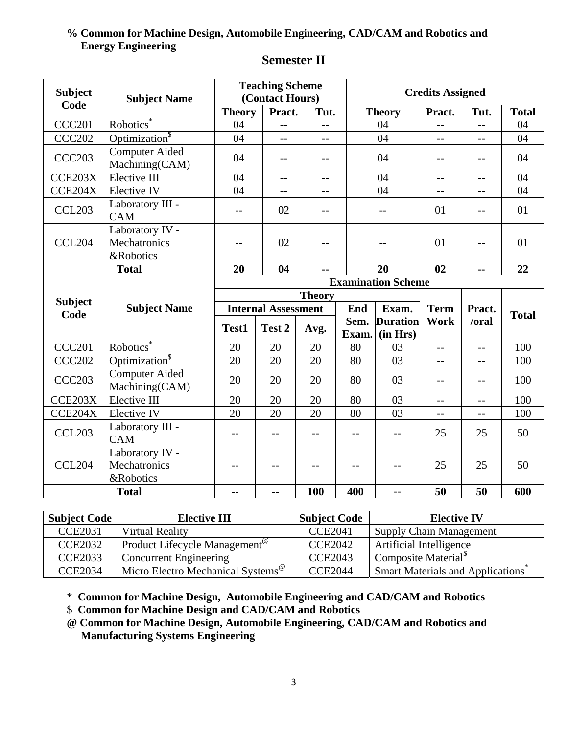**% Common for Machine Design, Automobile Engineering, CAD/CAM and Robotics and Energy Engineering**

## Semester II

| Subject Code | Subject Name | Teaching Scheme (Contact Hours) | | | Credits Assigned | | | |
|---|---|---|---|---|---|---|---|---|
| | | Theory | Pract. | Tut. | Theory | Pract. | Tut. | Total |
| CCC201 | Robotics* | 04 | -- | -- | 04 | -- | -- | 04 |
| CCC202 | Optimization$ | 04 | -- | -- | 04 | -- | -- | 04 |
| CCC203 | Computer Aided Machining(CAM) | 04 | -- | -- | 04 | -- | -- | 04 |
| CCE203X | Elective III | 04 | -- | -- | 04 | -- | -- | 04 |
| CCE204X | Elective IV | 04 | -- | -- | 04 | -- | -- | 04 |
| CCL203 | Laboratory III - CAM | -- | 02 | -- | -- | 01 | -- | 01 |
| CCL204 | Laboratory IV - Mechatronics &Robotics | -- | 02 | -- | -- | 01 | -- | 01 |
| **Total** | | **20** | **04** | **--** | **20** | **02** | **--** | **22** |

| Subject Code | Subject Name | Examination Scheme | | | | | | | |
|---|---|---|---|---|---|---|---|---|---|
| | | Theory | | | | | Term Work | Pract. /oral | Total |
| | | Internal Assessment | | | End Sem. Exam. | Exam. Duration (in Hrs) | | | |
| | | Test1 | Test 2 | Avg. | | | | | |
| CCC201 | Robotics* | 20 | 20 | 20 | 80 | 03 | -- | -- | 100 |
| CCC202 | Optimization$ | 20 | 20 | 20 | 80 | 03 | -- | -- | 100 |
| CCC203 | Computer Aided Machining(CAM) | 20 | 20 | 20 | 80 | 03 | -- | -- | 100 |
| CCE203X | Elective III | 20 | 20 | 20 | 80 | 03 | -- | -- | 100 |
| CCE204X | Elective IV | 20 | 20 | 20 | 80 | 03 | -- | -- | 100 |
| CCL203 | Laboratory III - CAM | -- | -- | -- | -- | -- | 25 | 25 | 50 |
| CCL204 | Laboratory IV - Mechatronics &Robotics | -- | -- | -- | -- | -- | 25 | 25 | 50 |
| **Total** | | **--** | **--** | **100** | **400** | **--** | **50** | **50** | **600** |

| Subject Code | Elective III | Subject Code | Elective IV |
|---|---|---|---|
| CCE2031 | Virtual Reality | CCE2041 | Supply Chain Management |
| CCE2032 | Product Lifecycle Management@ | CCE2042 | Artificial Intelligence |
| CCE2033 | Concurrent Engineering | CCE2043 | Composite Material$ |
| CCE2034 | Micro Electro Mechanical Systems@ | CCE2044 | Smart Materials and Applications* |

**\* Common for Machine Design, Automobile Engineering and CAD/CAM and Robotics**

$ **Common for Machine Design and CAD/CAM and Robotics**

**@ Common for Machine Design, Automobile Engineering, CAD/CAM and Robotics and Manufacturing Systems Engineering**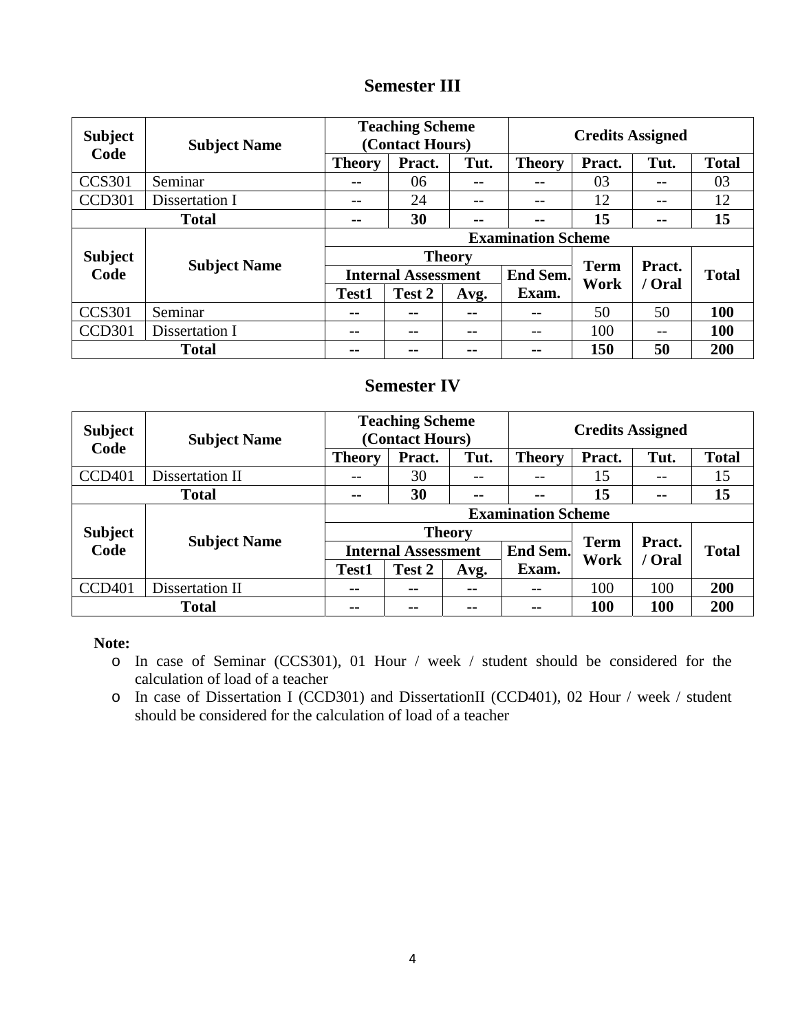## Semester III

| Subject Code | Subject Name | Teaching Scheme (Contact Hours) | | | Credits Assigned | | | |
|---|---|---|---|---|---|---|---|---|
| | | Theory | Pract. | Tut. | Theory | Pract. | Tut. | Total |
| CCS301 | Seminar | -- | 06 | -- | -- | 03 | -- | 03 |
| CCD301 | Dissertation I | -- | 24 | -- | -- | 12 | -- | 12 |
| **Total** | | **--** | **30** | **--** | **--** | **15** | **--** | **15** |

| Subject Code | Subject Name | Examination Scheme | | | | | | |
|---|---|---|---|---|---|---|---|---|
| | | Theory | | | | Term Work | Pract. / Oral | Total |
| | | Internal Assessment | | | End Sem. Exam. | | | |
| | | Test1 | Test 2 | Avg. | | | | |
| CCS301 | Seminar | -- | -- | -- | -- | 50 | 50 | **100** |
| CCD301 | Dissertation I | -- | -- | -- | -- | 100 | -- | **100** |
| **Total** | | **--** | **--** | **--** | **--** | **150** | **50** | **200** |

## Semester IV

| Subject Code | Subject Name | Teaching Scheme (Contact Hours) | | | Credits Assigned | | | |
|---|---|---|---|---|---|---|---|---|
| | | Theory | Pract. | Tut. | Theory | Pract. | Tut. | Total |
| CCD401 | Dissertation II | -- | 30 | -- | -- | 15 | -- | 15 |
| **Total** | | **--** | **30** | **--** | **--** | **15** | **--** | **15** |

| Subject Code | Subject Name | Examination Scheme | | | | | | |
|---|---|---|---|---|---|---|---|---|
| | | Theory | | | | Term Work | Pract. / Oral | Total |
| | | Internal Assessment | | | End Sem. Exam. | | | |
| | | Test1 | Test 2 | Avg. | | | | |
| CCD401 | Dissertation II | -- | -- | -- | -- | 100 | 100 | **200** |
| **Total** | | **--** | **--** | **--** | **--** | **100** | **100** | **200** |

**Note:**

- In case of Seminar (CCS301), 01 Hour / week / student should be considered for the calculation of load of a teacher
- In case of Dissertation I (CCD301) and DissertationII (CCD401), 02 Hour / week / student should be considered for the calculation of load of a teacher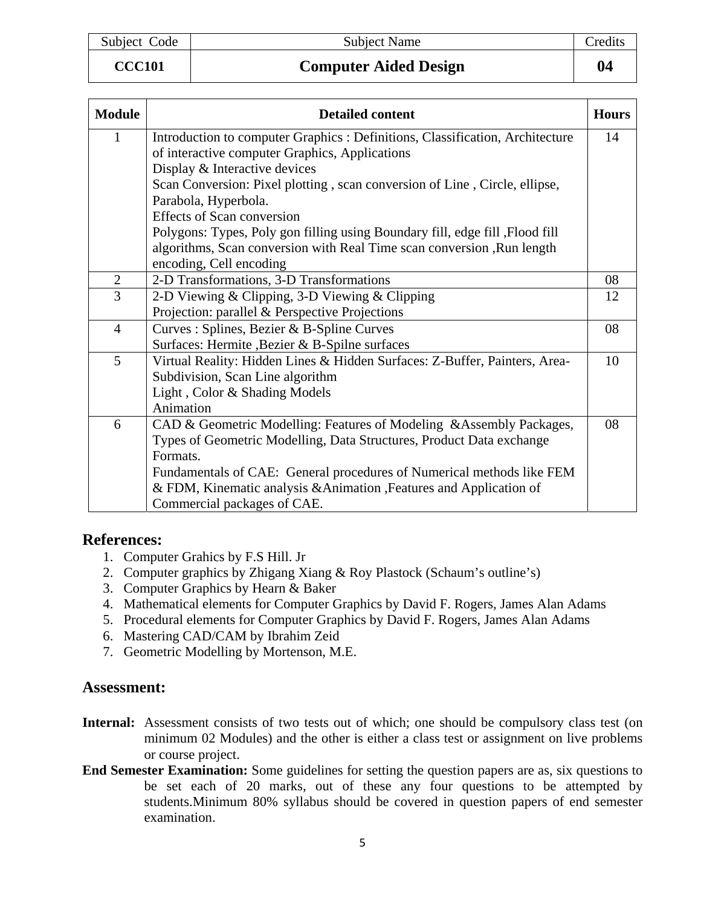| Subject Code | Subject Name | Credits |
|---|---|---|
| **CCC101** | **Computer Aided Design** | **04** |

| Module | Detailed content | Hours |
|---|---|---|
| 1 | Introduction to computer Graphics : Definitions, Classification, Architecture of interactive computer Graphics, Applications<br>Display & Interactive devices<br>Scan Conversion: Pixel plotting , scan conversion of Line , Circle, ellipse, Parabola, Hyperbola.<br>Effects of Scan conversion<br>Polygons: Types, Poly gon filling using Boundary fill, edge fill ,Flood fill algorithms, Scan conversion with Real Time scan conversion ,Run length encoding, Cell encoding | 14 |
| 2 | 2-D Transformations, 3-D Transformations | 08 |
| 3 | 2-D Viewing & Clipping, 3-D Viewing & Clipping<br>Projection: parallel & Perspective Projections | 12 |
| 4 | Curves : Splines, Bezier & B-Spline Curves<br>Surfaces: Hermite ,Bezier & B-Spilne surfaces | 08 |
| 5 | Virtual Reality: Hidden Lines & Hidden Surfaces: Z-Buffer, Painters, Area-Subdivision, Scan Line algorithm<br>Light , Color & Shading Models<br>Animation | 10 |
| 6 | CAD & Geometric Modelling: Features of Modeling &Assembly Packages, Types of Geometric Modelling, Data Structures, Product Data exchange Formats.<br>Fundamentals of CAE: General procedures of Numerical methods like FEM & FDM, Kinematic analysis &Animation ,Features and Application of Commercial packages of CAE. | 08 |

## References:

1. Computer Grahics by F.S Hill. Jr
2. Computer graphics by Zhigang Xiang & Roy Plastock (Schaum's outline's)
3. Computer Graphics by Hearn & Baker
4. Mathematical elements for Computer Graphics by David F. Rogers, James Alan Adams
5. Procedural elements for Computer Graphics by David F. Rogers, James Alan Adams
6. Mastering CAD/CAM by Ibrahim Zeid
7. Geometric Modelling by Mortenson, M.E.

## Assessment:

**Internal:** Assessment consists of two tests out of which; one should be compulsory class test (on minimum 02 Modules) and the other is either a class test or assignment on live problems or course project.

**End Semester Examination:** Some guidelines for setting the question papers are as, six questions to be set each of 20 marks, out of these any four questions to be attempted by students.Minimum 80% syllabus should be covered in question papers of end semester examination.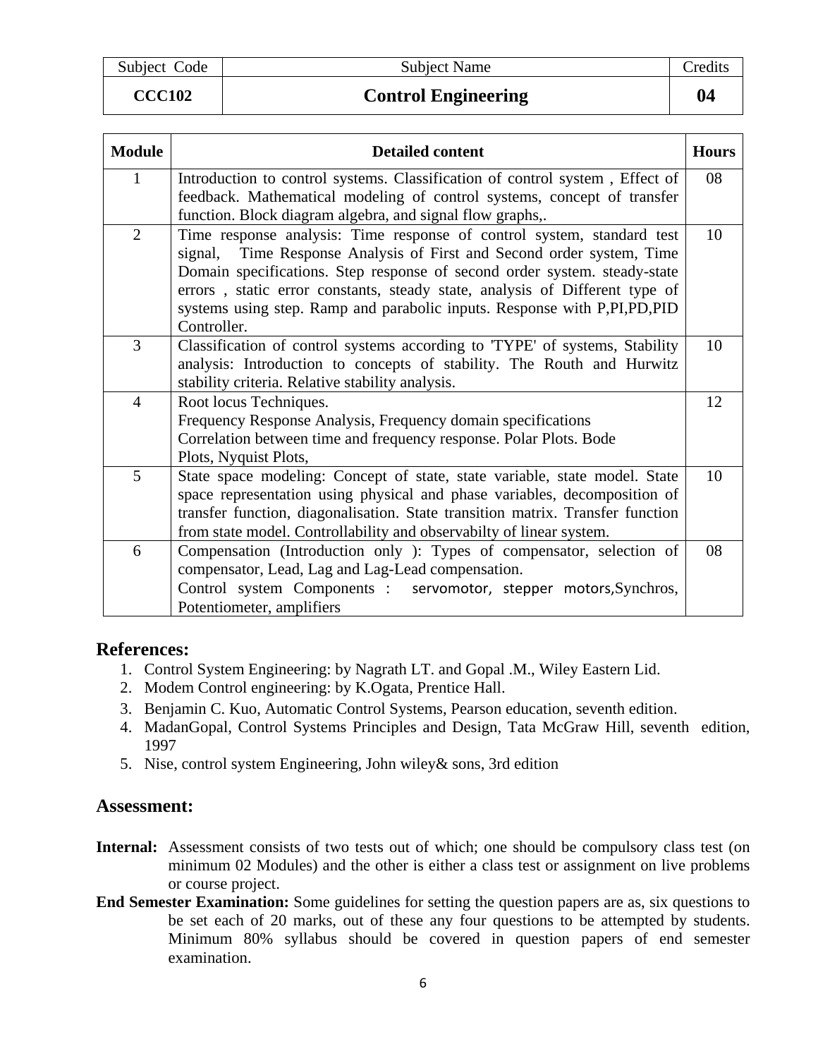| Subject Code | Subject Name | Credits |
|---|---|---|
| **CCC102** | **Control Engineering** | **04** |

| Module | Detailed content | Hours |
|---|---|---|
| 1 | Introduction to control systems. Classification of control system , Effect of feedback. Mathematical modeling of control systems, concept of transfer function. Block diagram algebra, and signal flow graphs,. | 08 |
| 2 | Time response analysis: Time response of control system, standard test signal, Time Response Analysis of First and Second order system, Time Domain specifications. Step response of second order system. steady-state errors , static error constants, steady state, analysis of Different type of systems using step. Ramp and parabolic inputs. Response with P,PI,PD,PID Controller. | 10 |
| 3 | Classification of control systems according to 'TYPE' of systems, Stability analysis: Introduction to concepts of stability. The Routh and Hurwitz stability criteria. Relative stability analysis. | 10 |
| 4 | Root locus Techniques.<br>Frequency Response Analysis, Frequency domain specifications<br>Correlation between time and frequency response. Polar Plots. Bode Plots, Nyquist Plots, | 12 |
| 5 | State space modeling: Concept of state, state variable, state model. State space representation using physical and phase variables, decomposition of transfer function, diagonalisation. State transition matrix. Transfer function from state model. Controllability and observabilty of linear system. | 10 |
| 6 | Compensation (Introduction only ): Types of compensator, selection of compensator, Lead, Lag and Lag-Lead compensation.<br>Control system Components : servomotor, stepper motors,Synchros, Potentiometer, amplifiers | 08 |

## References:

1. Control System Engineering: by Nagrath LT. and Gopal .M., Wiley Eastern Lid.
2. Modem Control engineering: by K.Ogata, Prentice Hall.
3. Benjamin C. Kuo, Automatic Control Systems, Pearson education, seventh edition.
4. MadanGopal, Control Systems Principles and Design, Tata McGraw Hill, seventh edition, 1997
5. Nise, control system Engineering, John wiley& sons, 3rd edition

## Assessment:

**Internal:** Assessment consists of two tests out of which; one should be compulsory class test (on minimum 02 Modules) and the other is either a class test or assignment on live problems or course project.

**End Semester Examination:** Some guidelines for setting the question papers are as, six questions to be set each of 20 marks, out of these any four questions to be attempted by students. Minimum 80% syllabus should be covered in question papers of end semester examination.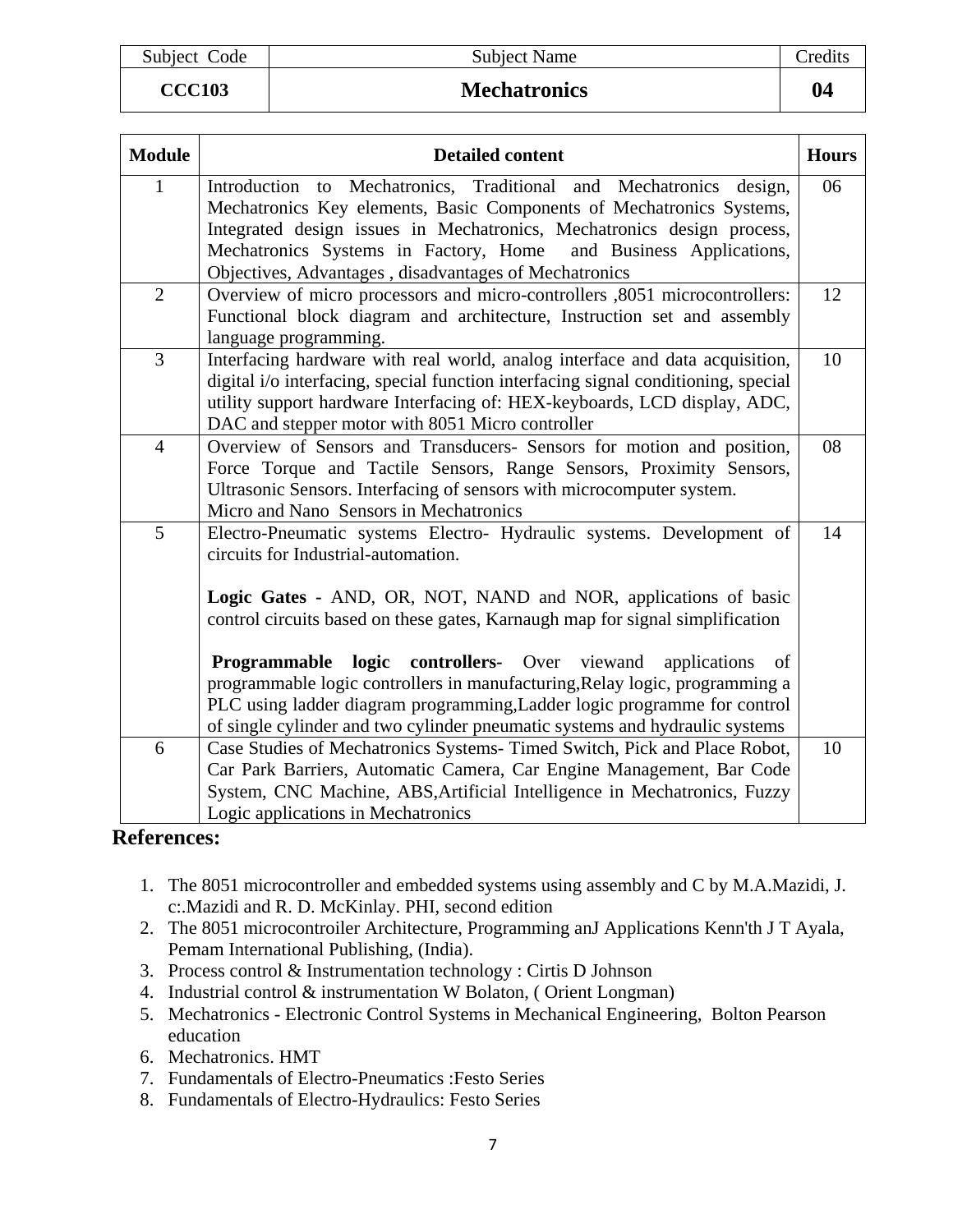| Subject Code | Subject Name | Credits |
|---|---|---|
| **CCC103** | **Mechatronics** | **04** |

| Module | Detailed content | Hours |
|---|---|---|
| 1 | Introduction to Mechatronics, Traditional and Mechatronics design, Mechatronics Key elements, Basic Components of Mechatronics Systems, Integrated design issues in Mechatronics, Mechatronics design process, Mechatronics Systems in Factory, Home and Business Applications, Objectives, Advantages , disadvantages of Mechatronics | 06 |
| 2 | Overview of micro processors and micro-controllers ,8051 microcontrollers: Functional block diagram and architecture, Instruction set and assembly language programming. | 12 |
| 3 | Interfacing hardware with real world, analog interface and data acquisition, digital i/o interfacing, special function interfacing signal conditioning, special utility support hardware Interfacing of: HEX-keyboards, LCD display, ADC, DAC and stepper motor with 8051 Micro controller | 10 |
| 4 | Overview of Sensors and Transducers- Sensors for motion and position, Force Torque and Tactile Sensors, Range Sensors, Proximity Sensors, Ultrasonic Sensors. Interfacing of sensors with microcomputer system. Micro and Nano Sensors in Mechatronics | 08 |
| 5 | Electro-Pneumatic systems Electro- Hydraulic systems. Development of circuits for Industrial-automation. <br><br> **Logic Gates -** AND, OR, NOT, NAND and NOR, applications of basic control circuits based on these gates, Karnaugh map for signal simplification <br><br> **Programmable logic controllers-** Over viewand applications of programmable logic controllers in manufacturing,Relay logic, programming a PLC using ladder diagram programming,Ladder logic programme for control of single cylinder and two cylinder pneumatic systems and hydraulic systems | 14 |
| 6 | Case Studies of Mechatronics Systems- Timed Switch, Pick and Place Robot, Car Park Barriers, Automatic Camera, Car Engine Management, Bar Code System, CNC Machine, ABS,Artificial Intelligence in Mechatronics, Fuzzy Logic applications in Mechatronics | 10 |

## References:

1. The 8051 microcontroller and embedded systems using assembly and C by M.A.Mazidi, J. c:.Mazidi and R. D. McKinlay. PHI, second edition
2. The 8051 microcontroiler Architecture, Programming anJ Applications Kenn'th J T Ayala, Pemam International Publishing, (India).
3. Process control & Instrumentation technology : Cirtis D Johnson
4. Industrial control & instrumentation W Bolaton, ( Orient Longman)
5. Mechatronics - Electronic Control Systems in Mechanical Engineering, Bolton Pearson education
6. Mechatronics. HMT
7. Fundamentals of Electro-Pneumatics :Festo Series
8. Fundamentals of Electro-Hydraulics: Festo Series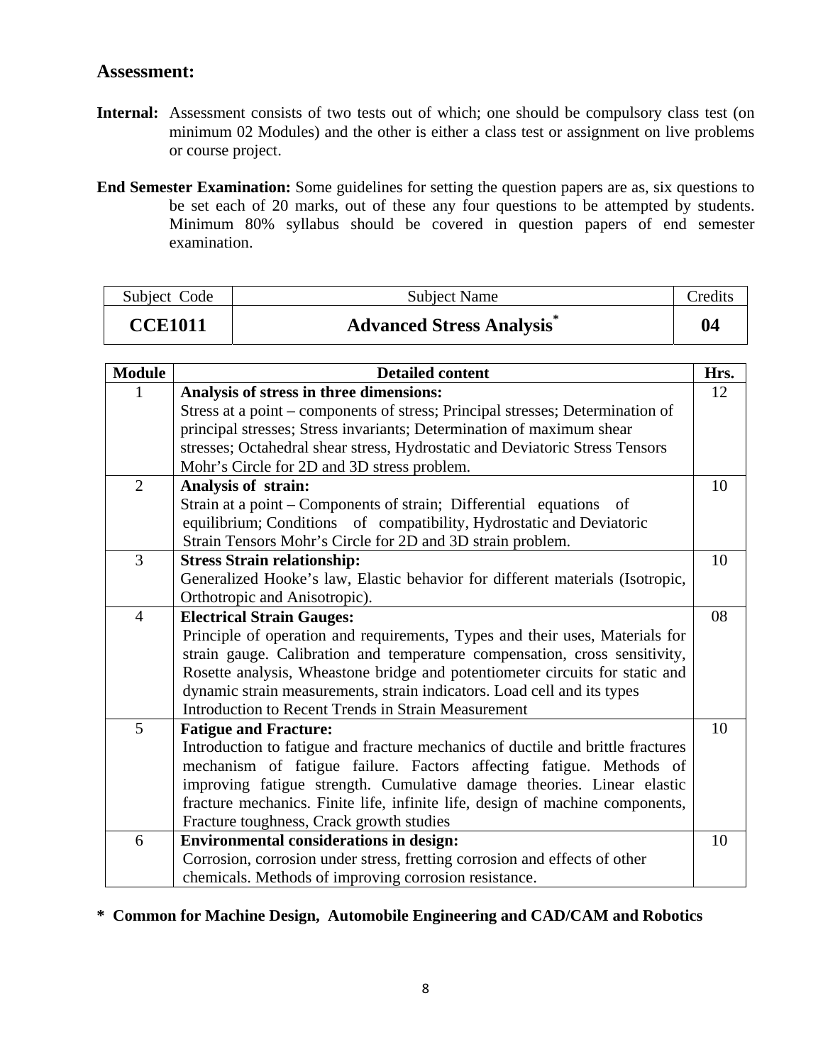## Assessment:

**Internal:** Assessment consists of two tests out of which; one should be compulsory class test (on minimum 02 Modules) and the other is either a class test or assignment on live problems or course project.

**End Semester Examination:** Some guidelines for setting the question papers are as, six questions to be set each of 20 marks, out of these any four questions to be attempted by students. Minimum 80% syllabus should be covered in question papers of end semester examination.

| Subject Code | Subject Name | Credits |
|---|---|---|
| **CCE1011** | **Advanced Stress Analysis*** | **04** |

| Module | Detailed content | Hrs. |
|---|---|---|
| 1 | **Analysis of stress in three dimensions:** Stress at a point – components of stress; Principal stresses; Determination of principal stresses; Stress invariants; Determination of maximum shear stresses; Octahedral shear stress, Hydrostatic and Deviatoric Stress Tensors Mohr's Circle for 2D and 3D stress problem. | 12 |
| 2 | **Analysis of strain:** Strain at a point – Components of strain; Differential equations of equilibrium; Conditions of compatibility, Hydrostatic and Deviatoric Strain Tensors Mohr's Circle for 2D and 3D strain problem. | 10 |
| 3 | **Stress Strain relationship:** Generalized Hooke's law, Elastic behavior for different materials (Isotropic, Orthotropic and Anisotropic). | 10 |
| 4 | **Electrical Strain Gauges:** Principle of operation and requirements, Types and their uses, Materials for strain gauge. Calibration and temperature compensation, cross sensitivity, Rosette analysis, Wheastone bridge and potentiometer circuits for static and dynamic strain measurements, strain indicators. Load cell and its types Introduction to Recent Trends in Strain Measurement | 08 |
| 5 | **Fatigue and Fracture:** Introduction to fatigue and fracture mechanics of ductile and brittle fractures mechanism of fatigue failure. Factors affecting fatigue. Methods of improving fatigue strength. Cumulative damage theories. Linear elastic fracture mechanics. Finite life, infinite life, design of machine components, Fracture toughness, Crack growth studies | 10 |
| 6 | **Environmental considerations in design:** Corrosion, corrosion under stress, fretting corrosion and effects of other chemicals. Methods of improving corrosion resistance. | 10 |

**\* Common for Machine Design, Automobile Engineering and CAD/CAM and Robotics**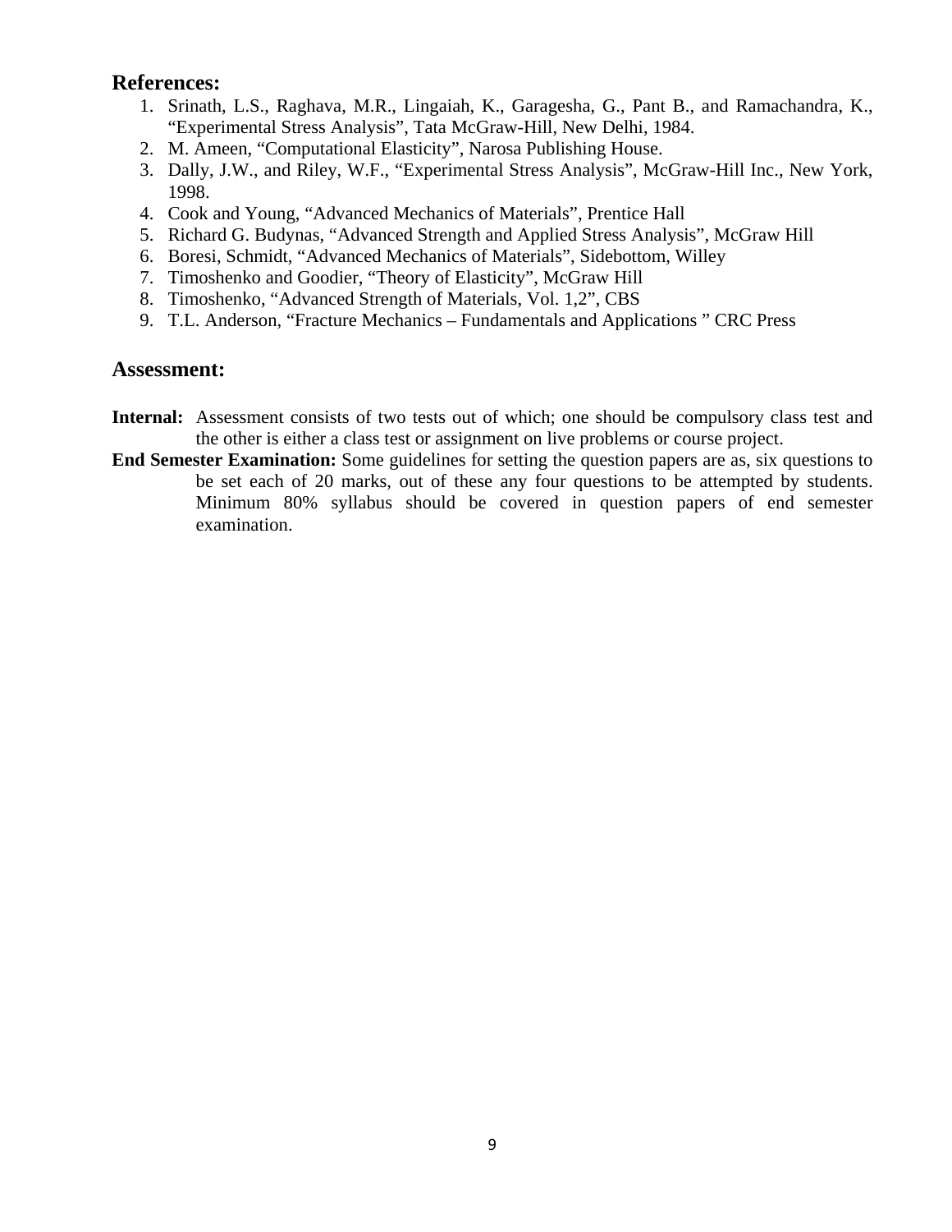## References:

1. Srinath, L.S., Raghava, M.R., Lingaiah, K., Garagesha, G., Pant B., and Ramachandra, K., "Experimental Stress Analysis", Tata McGraw-Hill, New Delhi, 1984.
2. M. Ameen, "Computational Elasticity", Narosa Publishing House.
3. Dally, J.W., and Riley, W.F., "Experimental Stress Analysis", McGraw-Hill Inc., New York, 1998.
4. Cook and Young, "Advanced Mechanics of Materials", Prentice Hall
5. Richard G. Budynas, "Advanced Strength and Applied Stress Analysis", McGraw Hill
6. Boresi, Schmidt, "Advanced Mechanics of Materials", Sidebottom, Willey
7. Timoshenko and Goodier, "Theory of Elasticity", McGraw Hill
8. Timoshenko, "Advanced Strength of Materials, Vol. 1,2", CBS
9. T.L. Anderson, "Fracture Mechanics – Fundamentals and Applications " CRC Press

## Assessment:

**Internal:** Assessment consists of two tests out of which; one should be compulsory class test and the other is either a class test or assignment on live problems or course project.

**End Semester Examination:** Some guidelines for setting the question papers are as, six questions to be set each of 20 marks, out of these any four questions to be attempted by students. Minimum 80% syllabus should be covered in question papers of end semester examination.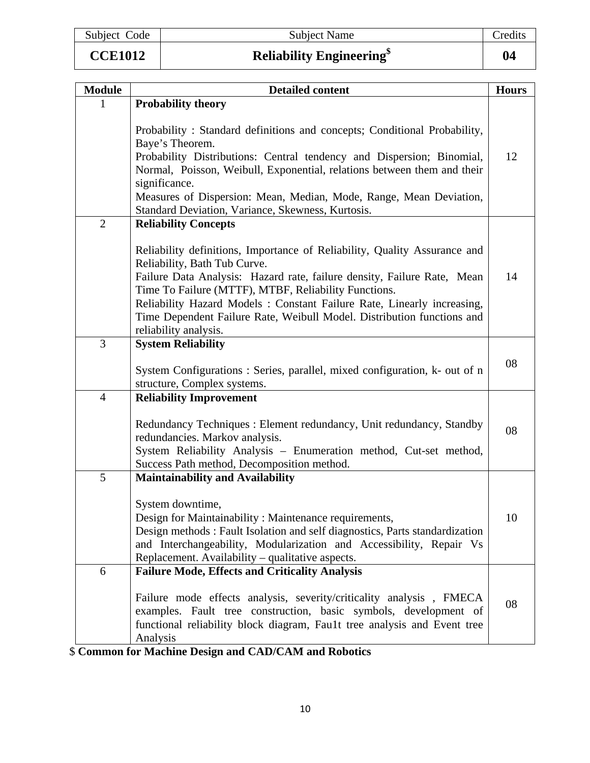| Subject Code | Subject Name | Credits |
|---|---|---|
| **CCE1012** | **Reliability Engineering$** | **04** |

| Module | Detailed content | Hours |
|---|---|---|
| 1 | **Probability theory**<br><br>Probability : Standard definitions and concepts; Conditional Probability, Baye's Theorem.<br>Probability Distributions: Central tendency and Dispersion; Binomial, Normal, Poisson, Weibull, Exponential, relations between them and their significance.<br>Measures of Dispersion: Mean, Median, Mode, Range, Mean Deviation, Standard Deviation, Variance, Skewness, Kurtosis. | 12 |
| 2 | **Reliability Concepts**<br><br>Reliability definitions, Importance of Reliability, Quality Assurance and Reliability, Bath Tub Curve.<br>Failure Data Analysis: Hazard rate, failure density, Failure Rate, Mean Time To Failure (MTTF), MTBF, Reliability Functions.<br>Reliability Hazard Models : Constant Failure Rate, Linearly increasing, Time Dependent Failure Rate, Weibull Model. Distribution functions and reliability analysis. | 14 |
| 3 | **System Reliability**<br><br>System Configurations : Series, parallel, mixed configuration, k- out of n structure, Complex systems. | 08 |
| 4 | **Reliability Improvement**<br><br>Redundancy Techniques : Element redundancy, Unit redundancy, Standby redundancies. Markov analysis.<br>System Reliability Analysis – Enumeration method, Cut-set method, Success Path method, Decomposition method. | 08 |
| 5 | **Maintainability and Availability**<br><br>System downtime,<br>Design for Maintainability : Maintenance requirements,<br>Design methods : Fault Isolation and self diagnostics, Parts standardization and Interchangeability, Modularization and Accessibility, Repair Vs Replacement. Availability – qualitative aspects. | 10 |
| 6 | **Failure Mode, Effects and Criticality Analysis**<br><br>Failure mode effects analysis, severity/criticality analysis , FMECA examples. Fault tree construction, basic symbols, development of functional reliability block diagram, Fau1t tree analysis and Event tree Analysis | 08 |

$ **Common for Machine Design and CAD/CAM and Robotics**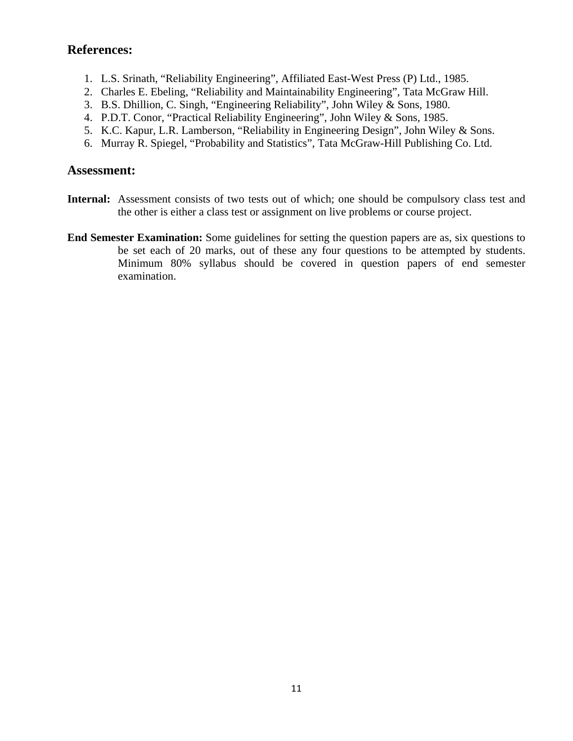## References:

1. L.S. Srinath, “Reliability Engineering”, Affiliated East-West Press (P) Ltd., 1985.
2. Charles E. Ebeling, “Reliability and Maintainability Engineering”, Tata McGraw Hill.
3. B.S. Dhillion, C. Singh, “Engineering Reliability”, John Wiley & Sons, 1980.
4. P.D.T. Conor, “Practical Reliability Engineering”, John Wiley & Sons, 1985.
5. K.C. Kapur, L.R. Lamberson, “Reliability in Engineering Design”, John Wiley & Sons.
6. Murray R. Spiegel, “Probability and Statistics”, Tata McGraw-Hill Publishing Co. Ltd.

## Assessment:

**Internal:** Assessment consists of two tests out of which; one should be compulsory class test and the other is either a class test or assignment on live problems or course project.

**End Semester Examination:** Some guidelines for setting the question papers are as, six questions to be set each of 20 marks, out of these any four questions to be attempted by students. Minimum 80% syllabus should be covered in question papers of end semester examination.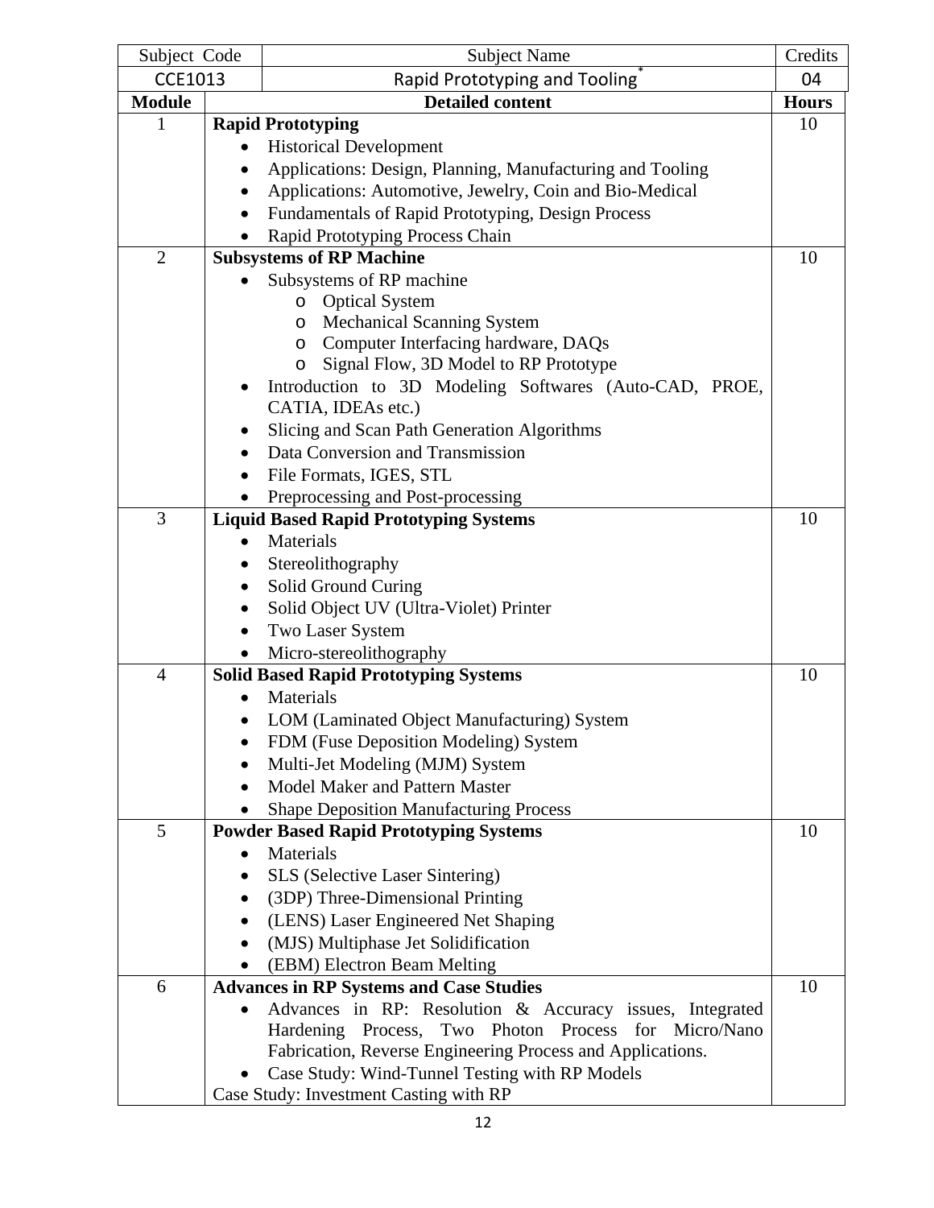| Subject Code | Subject Name | Credits |
|---|---|---|
| CCE1013 | Rapid Prototyping and Tooling* | 04 |

| Module | Detailed content | Hours |
|---|---|---|
| 1 | **Rapid Prototyping**<br>• Historical Development<br>• Applications: Design, Planning, Manufacturing and Tooling<br>• Applications: Automotive, Jewelry, Coin and Bio-Medical<br>• Fundamentals of Rapid Prototyping, Design Process<br>• Rapid Prototyping Process Chain | 10 |
| 2 | **Subsystems of RP Machine**<br>• Subsystems of RP machine<br>&nbsp;&nbsp;o Optical System<br>&nbsp;&nbsp;o Mechanical Scanning System<br>&nbsp;&nbsp;o Computer Interfacing hardware, DAQs<br>&nbsp;&nbsp;o Signal Flow, 3D Model to RP Prototype<br>• Introduction to 3D Modeling Softwares (Auto-CAD, PROE, CATIA, IDEAs etc.)<br>• Slicing and Scan Path Generation Algorithms<br>• Data Conversion and Transmission<br>• File Formats, IGES, STL<br>• Preprocessing and Post-processing | 10 |
| 3 | **Liquid Based Rapid Prototyping Systems**<br>• Materials<br>• Stereolithography<br>• Solid Ground Curing<br>• Solid Object UV (Ultra-Violet) Printer<br>• Two Laser System<br>• Micro-stereolithography | 10 |
| 4 | **Solid Based Rapid Prototyping Systems**<br>• Materials<br>• LOM (Laminated Object Manufacturing) System<br>• FDM (Fuse Deposition Modeling) System<br>• Multi-Jet Modeling (MJM) System<br>• Model Maker and Pattern Master<br>• Shape Deposition Manufacturing Process | 10 |
| 5 | **Powder Based Rapid Prototyping Systems**<br>• Materials<br>• SLS (Selective Laser Sintering)<br>• (3DP) Three-Dimensional Printing<br>• (LENS) Laser Engineered Net Shaping<br>• (MJS) Multiphase Jet Solidification<br>• (EBM) Electron Beam Melting | 10 |
| 6 | **Advances in RP Systems and Case Studies**<br>• Advances in RP: Resolution & Accuracy issues, Integrated Hardening Process, Two Photon Process for Micro/Nano Fabrication, Reverse Engineering Process and Applications.<br>• Case Study: Wind-Tunnel Testing with RP Models<br>Case Study: Investment Casting with RP | 10 |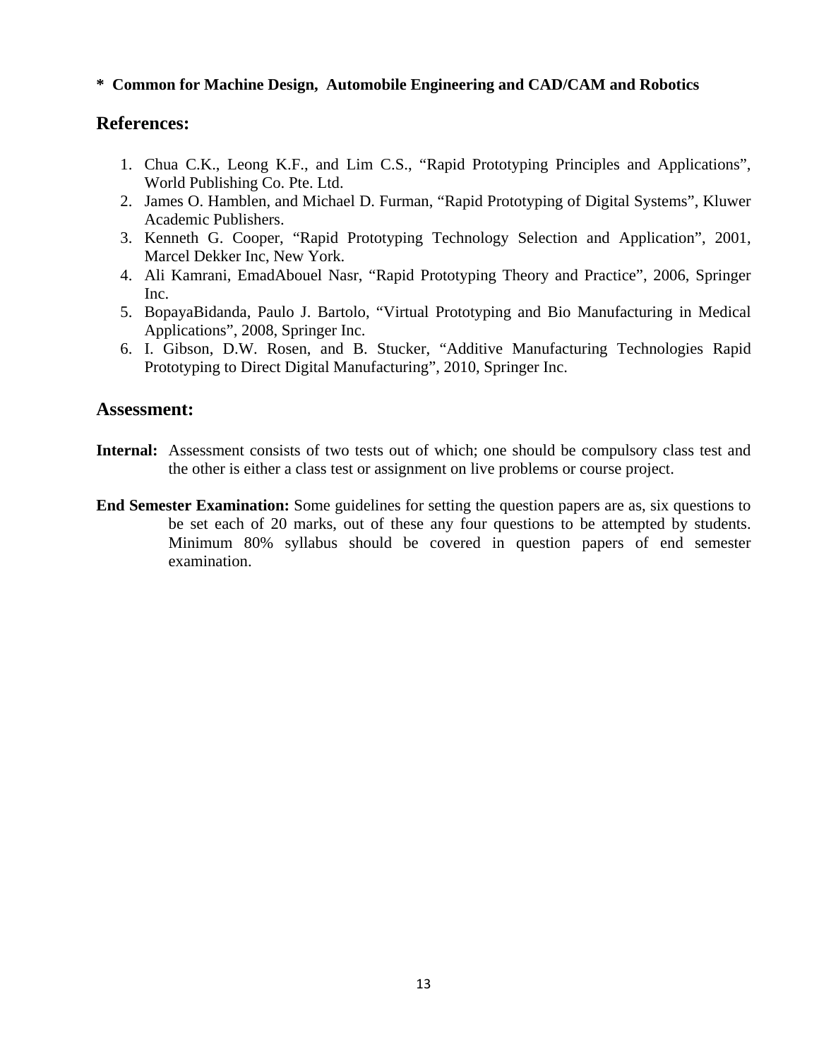**\*  Common for Machine Design,  Automobile Engineering and CAD/CAM and Robotics**

## References:

1. Chua C.K., Leong K.F., and Lim C.S., “Rapid Prototyping Principles and Applications”, World Publishing Co. Pte. Ltd.
2. James O. Hamblen, and Michael D. Furman, “Rapid Prototyping of Digital Systems”, Kluwer Academic Publishers.
3. Kenneth G. Cooper, “Rapid Prototyping Technology Selection and Application”, 2001, Marcel Dekker Inc, New York.
4. Ali Kamrani, EmadAbouel Nasr, “Rapid Prototyping Theory and Practice”, 2006, Springer Inc.
5. BopayaBidanda, Paulo J. Bartolo, “Virtual Prototyping and Bio Manufacturing in Medical Applications”, 2008, Springer Inc.
6. I. Gibson, D.W. Rosen, and B. Stucker, “Additive Manufacturing Technologies Rapid Prototyping to Direct Digital Manufacturing”, 2010, Springer Inc.

## Assessment:

**Internal:** Assessment consists of two tests out of which; one should be compulsory class test and the other is either a class test or assignment on live problems or course project.

**End Semester Examination:** Some guidelines for setting the question papers are as, six questions to be set each of 20 marks, out of these any four questions to be attempted by students. Minimum 80% syllabus should be covered in question papers of end semester examination.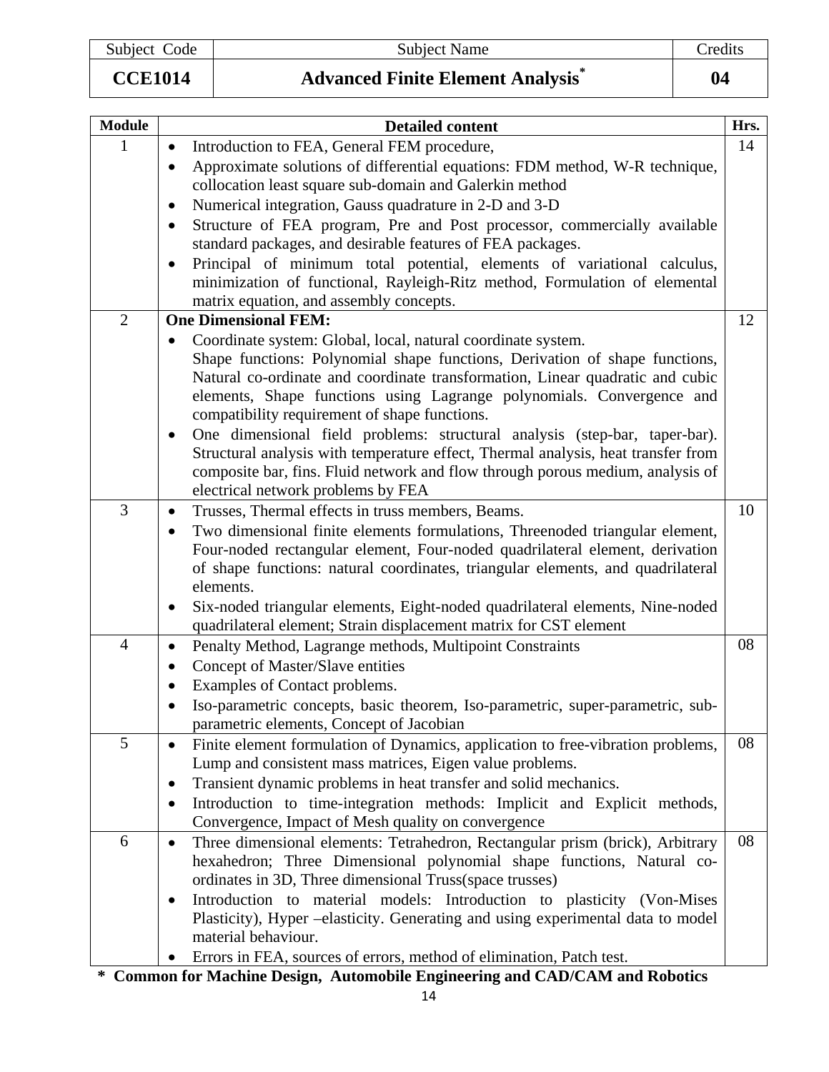| Subject Code | Subject Name | Credits |
|---|---|---|
| **CCE1014** | **Advanced Finite Element Analysis*** | **04** |

| Module | Detailed content | Hrs. |
|---|---|---|
| 1 | • Introduction to FEA, General FEM procedure,<br>• Approximate solutions of differential equations: FDM method, W-R technique, collocation least square sub-domain and Galerkin method<br>• Numerical integration, Gauss quadrature in 2-D and 3-D<br>• Structure of FEA program, Pre and Post processor, commercially available standard packages, and desirable features of FEA packages.<br>• Principal of minimum total potential, elements of variational calculus, minimization of functional, Rayleigh-Ritz method, Formulation of elemental matrix equation, and assembly concepts. | 14 |
| 2 | **One Dimensional FEM:**<br>• Coordinate system: Global, local, natural coordinate system.<br>Shape functions: Polynomial shape functions, Derivation of shape functions, Natural co-ordinate and coordinate transformation, Linear quadratic and cubic elements, Shape functions using Lagrange polynomials. Convergence and compatibility requirement of shape functions.<br>• One dimensional field problems: structural analysis (step-bar, taper-bar). Structural analysis with temperature effect, Thermal analysis, heat transfer from composite bar, fins. Fluid network and flow through porous medium, analysis of electrical network problems by FEA | 12 |
| 3 | • Trusses, Thermal effects in truss members, Beams.<br>• Two dimensional finite elements formulations, Threenoded triangular element, Four-noded rectangular element, Four-noded quadrilateral element, derivation of shape functions: natural coordinates, triangular elements, and quadrilateral elements.<br>• Six-noded triangular elements, Eight-noded quadrilateral elements, Nine-noded quadrilateral element; Strain displacement matrix for CST element | 10 |
| 4 | • Penalty Method, Lagrange methods, Multipoint Constraints<br>• Concept of Master/Slave entities<br>• Examples of Contact problems.<br>• Iso-parametric concepts, basic theorem, Iso-parametric, super-parametric, sub-parametric elements, Concept of Jacobian | 08 |
| 5 | • Finite element formulation of Dynamics, application to free-vibration problems, Lump and consistent mass matrices, Eigen value problems.<br>• Transient dynamic problems in heat transfer and solid mechanics.<br>• Introduction to time-integration methods: Implicit and Explicit methods, Convergence, Impact of Mesh quality on convergence | 08 |
| 6 | • Three dimensional elements: Tetrahedron, Rectangular prism (brick), Arbitrary hexahedron; Three Dimensional polynomial shape functions, Natural co-ordinates in 3D, Three dimensional Truss(space trusses)<br>• Introduction to material models: Introduction to plasticity (Von-Mises Plasticity), Hyper –elasticity. Generating and using experimental data to model material behaviour.<br>• Errors in FEA, sources of errors, method of elimination, Patch test. | 08 |

**\* Common for Machine Design, Automobile Engineering and CAD/CAM and Robotics**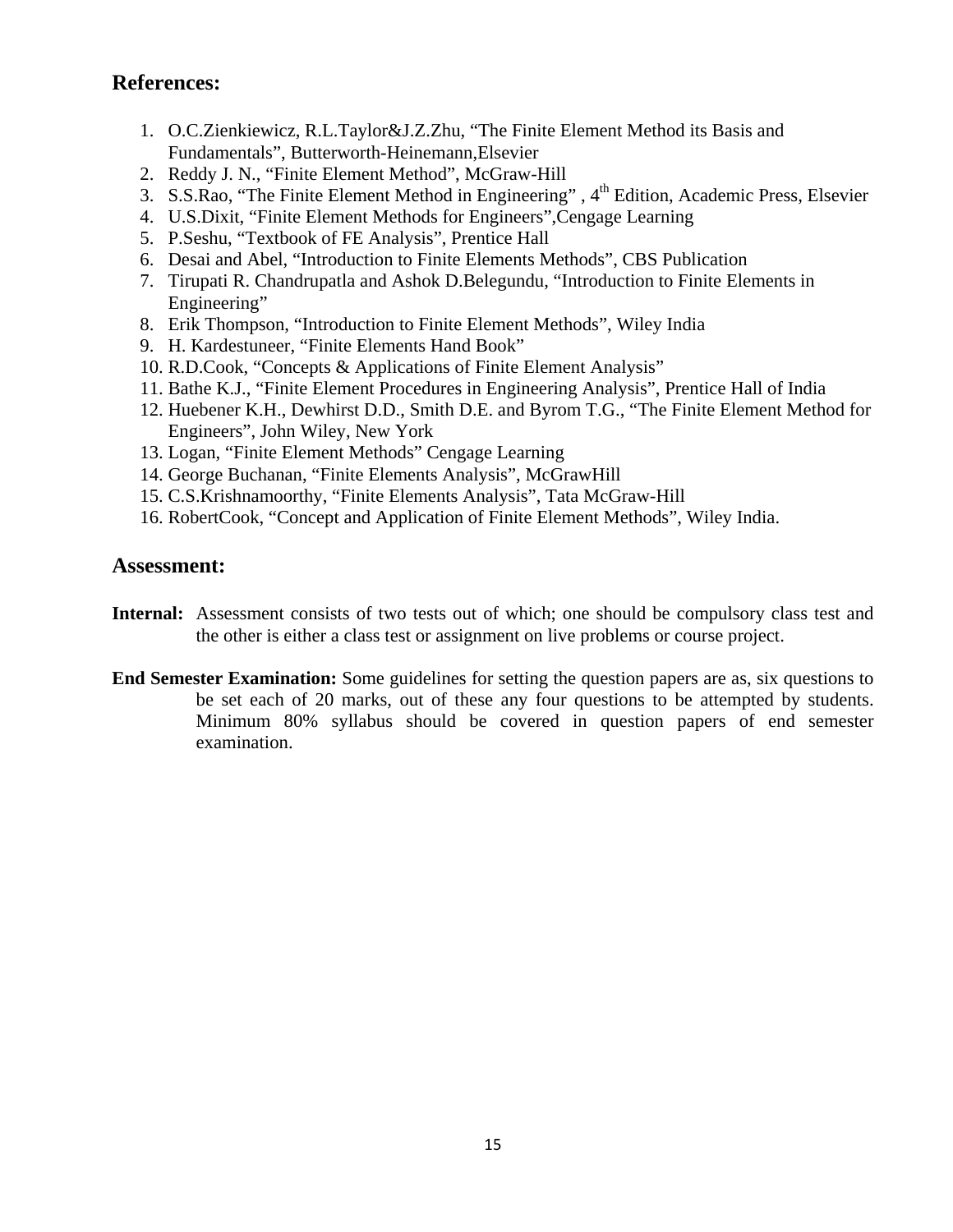## References:

1. O.C.Zienkiewicz, R.L.Taylor&J.Z.Zhu, "The Finite Element Method its Basis and Fundamentals", Butterworth-Heinemann,Elsevier
2. Reddy J. N., "Finite Element Method", McGraw-Hill
3. S.S.Rao, "The Finite Element Method in Engineering" , 4th Edition, Academic Press, Elsevier
4. U.S.Dixit, "Finite Element Methods for Engineers",Cengage Learning
5. P.Seshu, "Textbook of FE Analysis", Prentice Hall
6. Desai and Abel, "Introduction to Finite Elements Methods", CBS Publication
7. Tirupati R. Chandrupatla and Ashok D.Belegundu, "Introduction to Finite Elements in Engineering"
8. Erik Thompson, "Introduction to Finite Element Methods", Wiley India
9. H. Kardestuneer, "Finite Elements Hand Book"
10. R.D.Cook, "Concepts & Applications of Finite Element Analysis"
11. Bathe K.J., "Finite Element Procedures in Engineering Analysis", Prentice Hall of India
12. Huebener K.H., Dewhirst D.D., Smith D.E. and Byrom T.G., "The Finite Element Method for Engineers", John Wiley, New York
13. Logan, "Finite Element Methods" Cengage Learning
14. George Buchanan, "Finite Elements Analysis", McGrawHill
15. C.S.Krishnamoorthy, "Finite Elements Analysis", Tata McGraw-Hill
16. RobertCook, "Concept and Application of Finite Element Methods", Wiley India.

## Assessment:

**Internal:** Assessment consists of two tests out of which; one should be compulsory class test and the other is either a class test or assignment on live problems or course project.

**End Semester Examination:** Some guidelines for setting the question papers are as, six questions to be set each of 20 marks, out of these any four questions to be attempted by students. Minimum 80% syllabus should be covered in question papers of end semester examination.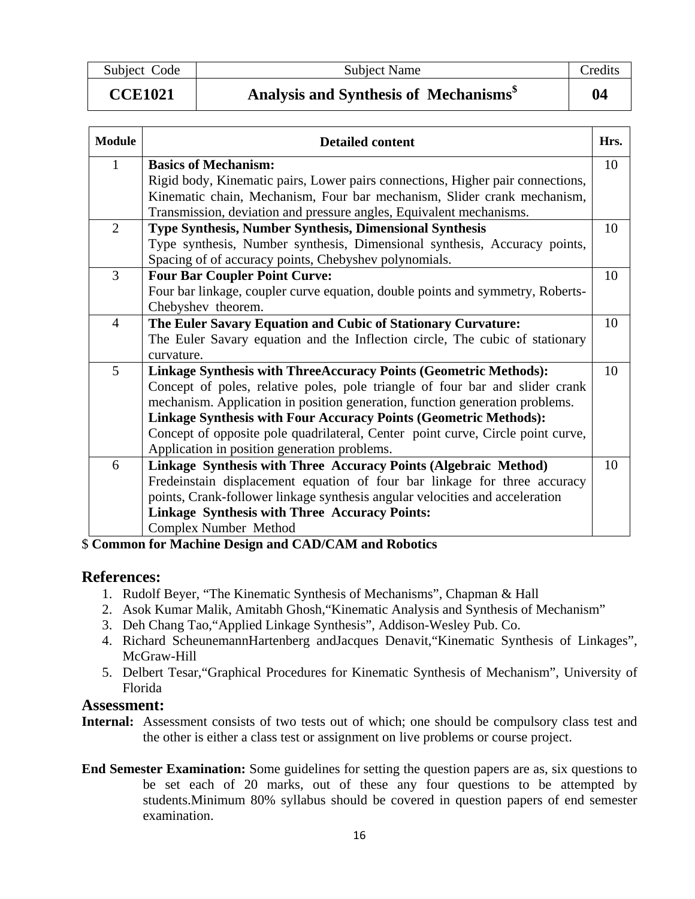| Subject Code | Subject Name | Credits |
|---|---|---|
| **CCE1021** | **Analysis and Synthesis of Mechanisms$** | **04** |

| Module | Detailed content | Hrs. |
|---|---|---|
| 1 | **Basics of Mechanism:** Rigid body, Kinematic pairs, Lower pairs connections, Higher pair connections, Kinematic chain, Mechanism, Four bar mechanism, Slider crank mechanism, Transmission, deviation and pressure angles, Equivalent mechanisms. | 10 |
| 2 | **Type Synthesis, Number Synthesis, Dimensional Synthesis** Type synthesis, Number synthesis, Dimensional synthesis, Accuracy points, Spacing of of accuracy points, Chebyshev polynomials. | 10 |
| 3 | **Four Bar Coupler Point Curve:** Four bar linkage, coupler curve equation, double points and symmetry, Roberts-Chebyshev theorem. | 10 |
| 4 | **The Euler Savary Equation and Cubic of Stationary Curvature:** The Euler Savary equation and the Inflection circle, The cubic of stationary curvature. | 10 |
| 5 | **Linkage Synthesis with ThreeAccuracy Points (Geometric Methods):** Concept of poles, relative poles, pole triangle of four bar and slider crank mechanism. Application in position generation, function generation problems. **Linkage Synthesis with Four Accuracy Points (Geometric Methods):** Concept of opposite pole quadrilateral, Center point curve, Circle point curve, Application in position generation problems. | 10 |
| 6 | **Linkage Synthesis with Three Accuracy Points (Algebraic Method)** Fredeinstain displacement equation of four bar linkage for three accuracy points, Crank-follower linkage synthesis angular velocities and acceleration **Linkage Synthesis with Three Accuracy Points:** Complex Number Method | 10 |

$ **Common for Machine Design and CAD/CAM and Robotics**

## References:

1. Rudolf Beyer, "The Kinematic Synthesis of Mechanisms", Chapman & Hall
2. Asok Kumar Malik, Amitabh Ghosh,"Kinematic Analysis and Synthesis of Mechanism"
3. Deh Chang Tao,"Applied Linkage Synthesis", Addison-Wesley Pub. Co.
4. Richard ScheunemannHartenberg andJacques Denavit,"Kinematic Synthesis of Linkages", McGraw-Hill
5. Delbert Tesar,"Graphical Procedures for Kinematic Synthesis of Mechanism", University of Florida

## Assessment:

**Internal:** Assessment consists of two tests out of which; one should be compulsory class test and the other is either a class test or assignment on live problems or course project.

**End Semester Examination:** Some guidelines for setting the question papers are as, six questions to be set each of 20 marks, out of these any four questions to be attempted by students.Minimum 80% syllabus should be covered in question papers of end semester examination.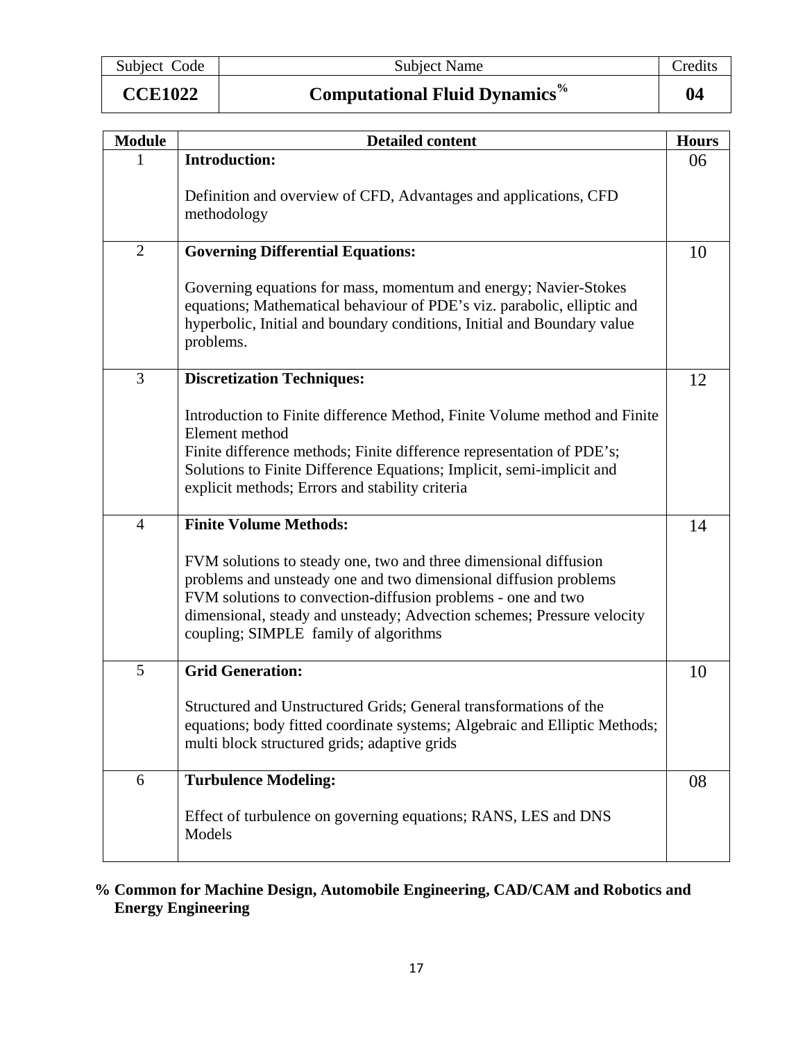| Subject Code | Subject Name | Credits |
|---|---|---|
| **CCE1022** | **Computational Fluid Dynamics%** | **04** |

| Module | Detailed content | Hours |
|---|---|---|
| 1 | **Introduction:**<br><br>Definition and overview of CFD, Advantages and applications, CFD methodology | 06 |
| 2 | **Governing Differential Equations:**<br><br>Governing equations for mass, momentum and energy; Navier-Stokes equations; Mathematical behaviour of PDE's viz. parabolic, elliptic and hyperbolic, Initial and boundary conditions, Initial and Boundary value problems. | 10 |
| 3 | **Discretization Techniques:**<br><br>Introduction to Finite difference Method, Finite Volume method and Finite Element method<br>Finite difference methods; Finite difference representation of PDE's; Solutions to Finite Difference Equations; Implicit, semi-implicit and explicit methods; Errors and stability criteria | 12 |
| 4 | **Finite Volume Methods:**<br><br>FVM solutions to steady one, two and three dimensional diffusion problems and unsteady one and two dimensional diffusion problems<br>FVM solutions to convection-diffusion problems - one and two dimensional, steady and unsteady; Advection schemes; Pressure velocity coupling; SIMPLE family of algorithms | 14 |
| 5 | **Grid Generation:**<br><br>Structured and Unstructured Grids; General transformations of the equations; body fitted coordinate systems; Algebraic and Elliptic Methods; multi block structured grids; adaptive grids | 10 |
| 6 | **Turbulence Modeling:**<br><br>Effect of turbulence on governing equations; RANS, LES and DNS Models | 08 |

**% Common for Machine Design, Automobile Engineering, CAD/CAM and Robotics and Energy Engineering**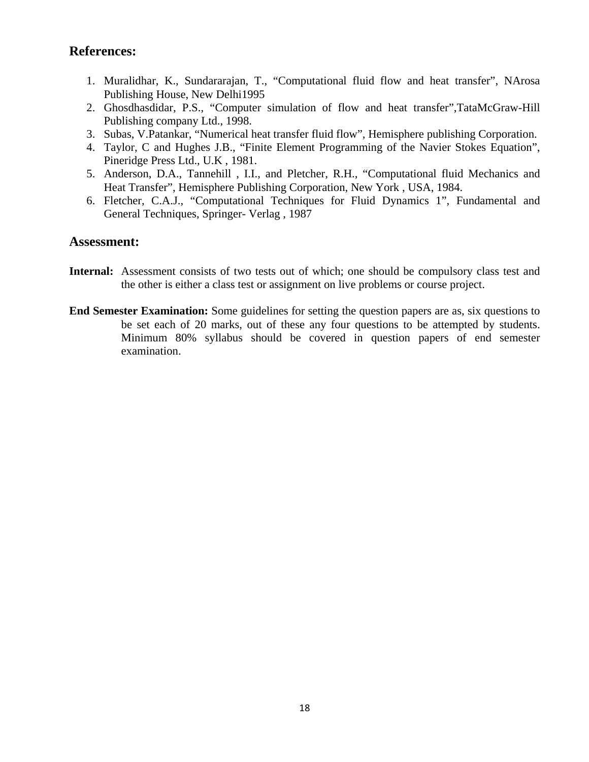## References:

1. Muralidhar, K., Sundararajan, T., “Computational fluid flow and heat transfer”, NArosa Publishing House, New Delhi1995
2. Ghosdhasdidar, P.S., “Computer simulation of flow and heat transfer”,TataMcGraw-Hill Publishing company Ltd., 1998.
3. Subas, V.Patankar, “Numerical heat transfer fluid flow”, Hemisphere publishing Corporation.
4. Taylor, C and Hughes J.B., “Finite Element Programming of the Navier Stokes Equation”, Pineridge Press Ltd., U.K , 1981.
5. Anderson, D.A., Tannehill , I.I., and Pletcher, R.H., “Computational fluid Mechanics and Heat Transfer”, Hemisphere Publishing Corporation, New York , USA, 1984.
6. Fletcher, C.A.J., “Computational Techniques for Fluid Dynamics 1”, Fundamental and General Techniques, Springer- Verlag , 1987

## Assessment:

**Internal:** Assessment consists of two tests out of which; one should be compulsory class test and the other is either a class test or assignment on live problems or course project.

**End Semester Examination:** Some guidelines for setting the question papers are as, six questions to be set each of 20 marks, out of these any four questions to be attempted by students. Minimum 80% syllabus should be covered in question papers of end semester examination.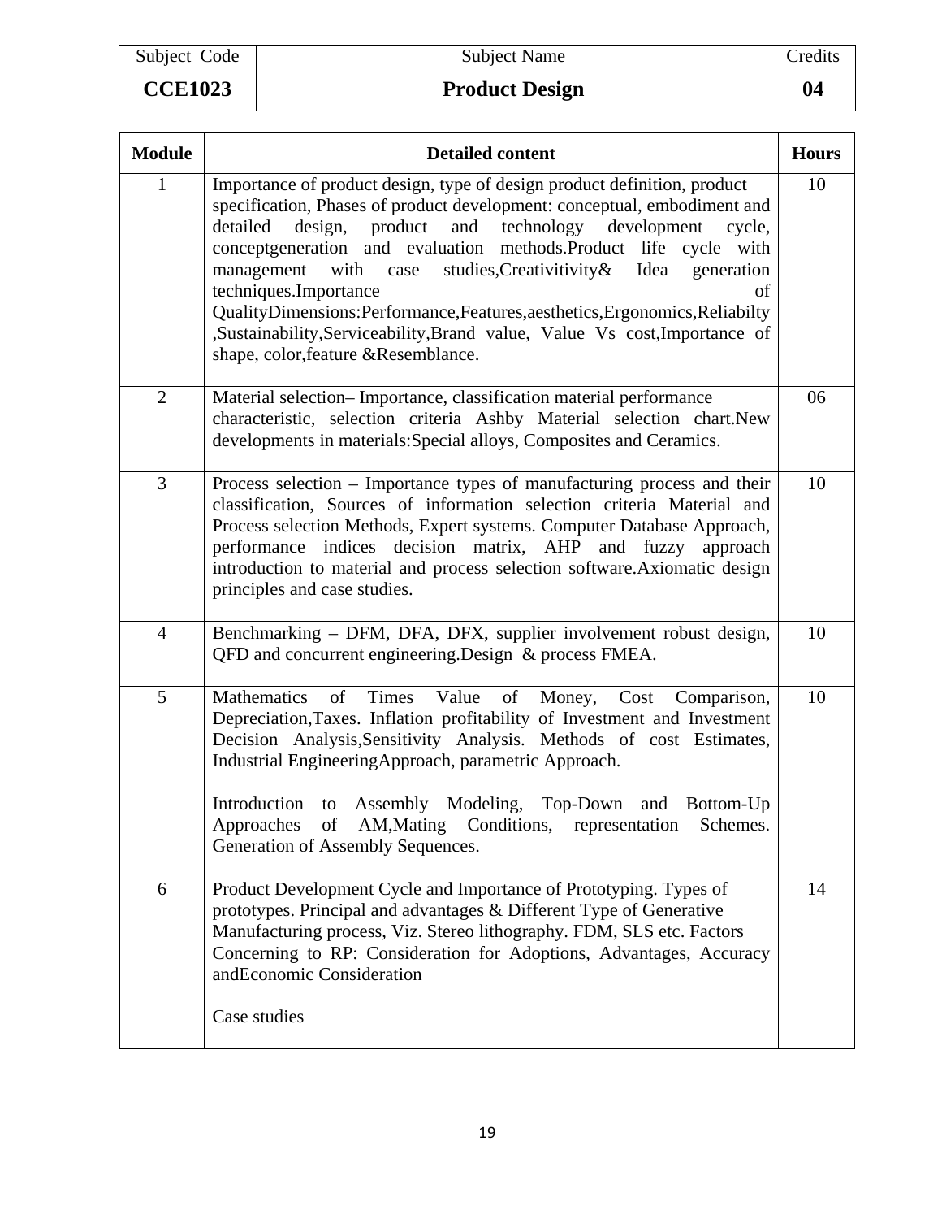| Subject Code | Subject Name | Credits |
|---|---|---|
| **CCE1023** | **Product Design** | **04** |

| Module | Detailed content | Hours |
|---|---|---|
| 1 | Importance of product design, type of design product definition, product specification, Phases of product development: conceptual, embodiment and detailed design, product and technology development cycle, conceptgeneration and evaluation methods.Product life cycle with management with case studies,Creativitivity& Idea generation techniques.Importance of QualityDimensions:Performance,Features,aesthetics,Ergonomics,Reliabilty ,Sustainability,Serviceability,Brand value, Value Vs cost,Importance of shape, color,feature &Resemblance. | 10 |
| 2 | Material selection– Importance, classification material performance characteristic, selection criteria Ashby Material selection chart.New developments in materials:Special alloys, Composites and Ceramics. | 06 |
| 3 | Process selection – Importance types of manufacturing process and their classification, Sources of information selection criteria Material and Process selection Methods, Expert systems. Computer Database Approach, performance indices decision matrix, AHP and fuzzy approach introduction to material and process selection software.Axiomatic design principles and case studies. | 10 |
| 4 | Benchmarking – DFM, DFA, DFX, supplier involvement robust design, QFD and concurrent engineering.Design & process FMEA. | 10 |
| 5 | Mathematics of Times Value of Money, Cost Comparison, Depreciation,Taxes. Inflation profitability of Investment and Investment Decision Analysis,Sensitivity Analysis. Methods of cost Estimates, Industrial EngineeringApproach, parametric Approach.<br><br>Introduction to Assembly Modeling, Top-Down and Bottom-Up Approaches of AM,Mating Conditions, representation Schemes. Generation of Assembly Sequences. | 10 |
| 6 | Product Development Cycle and Importance of Prototyping. Types of prototypes. Principal and advantages & Different Type of Generative Manufacturing process, Viz. Stereo lithography. FDM, SLS etc. Factors Concerning to RP: Consideration for Adoptions, Advantages, Accuracy andEconomic Consideration<br><br>Case studies | 14 |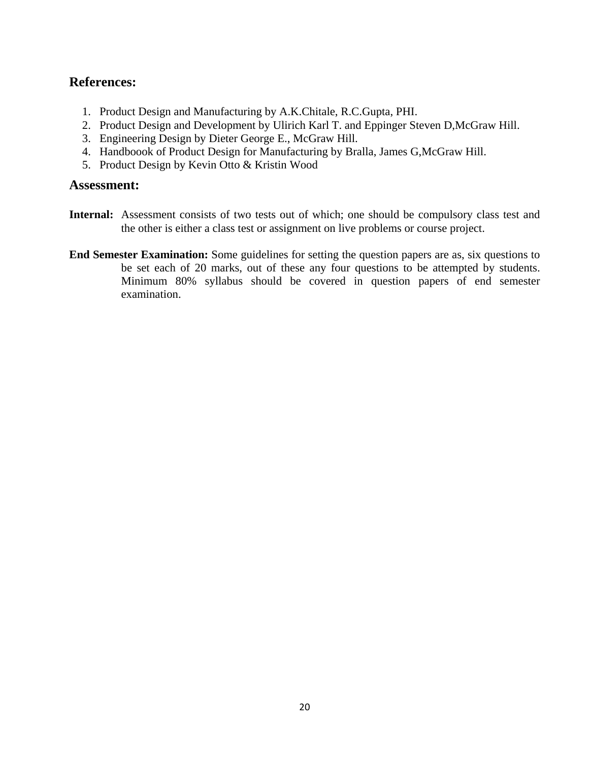## References:

1. Product Design and Manufacturing by A.K.Chitale, R.C.Gupta, PHI.
2. Product Design and Development by Ulirich Karl T. and Eppinger Steven D,McGraw Hill.
3. Engineering Design by Dieter George E., McGraw Hill.
4. Handboook of Product Design for Manufacturing by Bralla, James G,McGraw Hill.
5. Product Design by Kevin Otto & Kristin Wood

## Assessment:

**Internal:** Assessment consists of two tests out of which; one should be compulsory class test and the other is either a class test or assignment on live problems or course project.

**End Semester Examination:** Some guidelines for setting the question papers are as, six questions to be set each of 20 marks, out of these any four questions to be attempted by students. Minimum 80% syllabus should be covered in question papers of end semester examination.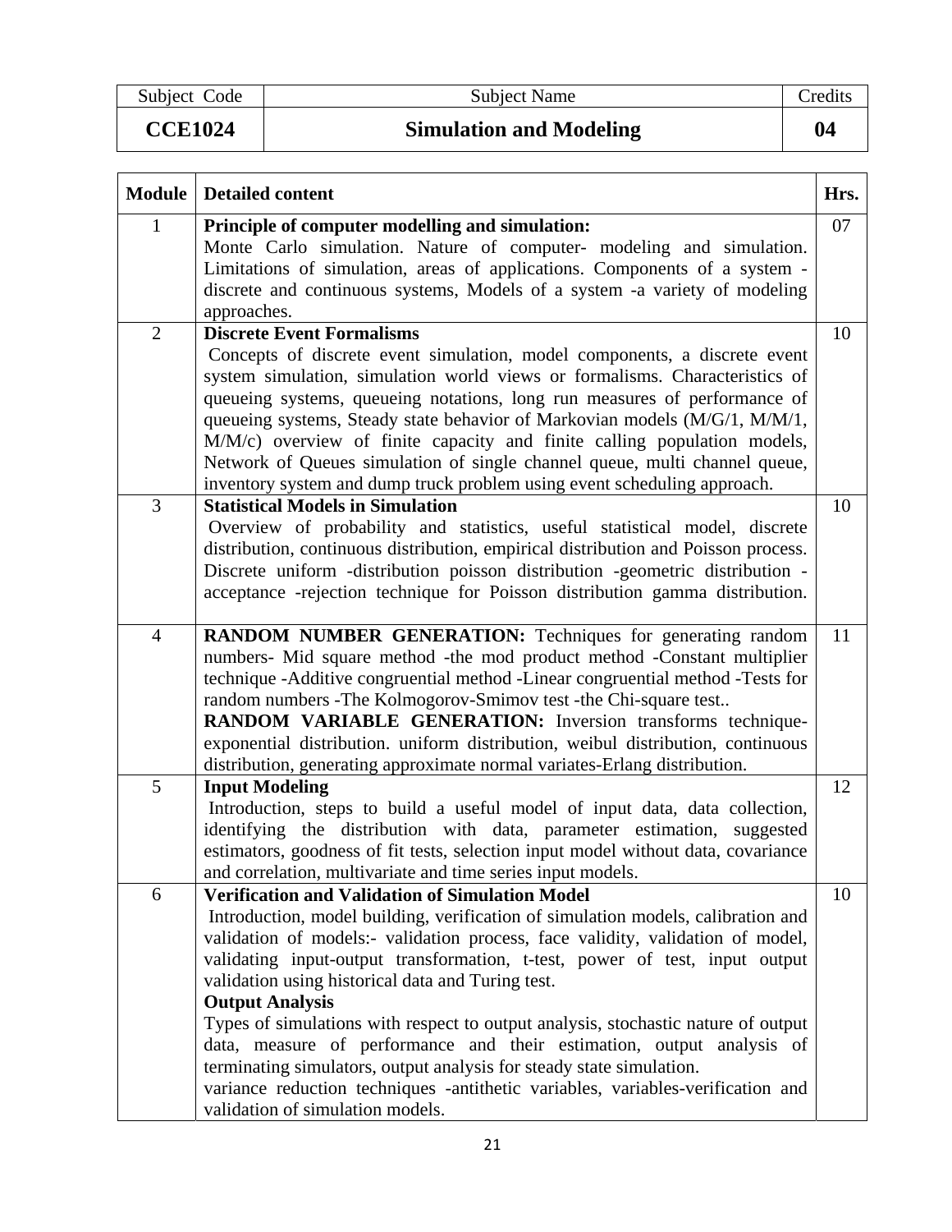| Subject Code | Subject Name | Credits |
|---|---|---|
| **CCE1024** | **Simulation and Modeling** | **04** |

| Module | Detailed content | Hrs. |
|---|---|---|
| 1 | **Principle of computer modelling and simulation:** Monte Carlo simulation. Nature of computer- modeling and simulation. Limitations of simulation, areas of applications. Components of a system - discrete and continuous systems, Models of a system -a variety of modeling approaches. | 07 |
| 2 | **Discrete Event Formalisms** Concepts of discrete event simulation, model components, a discrete event system simulation, simulation world views or formalisms. Characteristics of queueing systems, queueing notations, long run measures of performance of queueing systems, Steady state behavior of Markovian models (M/G/1, M/M/1, M/M/c) overview of finite capacity and finite calling population models, Network of Queues simulation of single channel queue, multi channel queue, inventory system and dump truck problem using event scheduling approach. | 10 |
| 3 | **Statistical Models in Simulation** Overview of probability and statistics, useful statistical model, discrete distribution, continuous distribution, empirical distribution and Poisson process. Discrete uniform -distribution poisson distribution -geometric distribution -acceptance -rejection technique for Poisson distribution gamma distribution. | 10 |
| 4 | **RANDOM NUMBER GENERATION:** Techniques for generating random numbers- Mid square method -the mod product method -Constant multiplier technique -Additive congruential method -Linear congruential method -Tests for random numbers -The Kolmogorov-Smimov test -the Chi-square test.. **RANDOM VARIABLE GENERATION:** Inversion transforms technique-exponential distribution. uniform distribution, weibul distribution, continuous distribution, generating approximate normal variates-Erlang distribution. | 11 |
| 5 | **Input Modeling** Introduction, steps to build a useful model of input data, data collection, identifying the distribution with data, parameter estimation, suggested estimators, goodness of fit tests, selection input model without data, covariance and correlation, multivariate and time series input models. | 12 |
| 6 | **Verification and Validation of Simulation Model** Introduction, model building, verification of simulation models, calibration and validation of models:- validation process, face validity, validation of model, validating input-output transformation, t-test, power of test, input output validation using historical data and Turing test. **Output Analysis** Types of simulations with respect to output analysis, stochastic nature of output data, measure of performance and their estimation, output analysis of terminating simulators, output analysis for steady state simulation. variance reduction techniques -antithetic variables, variables-verification and validation of simulation models. | 10 |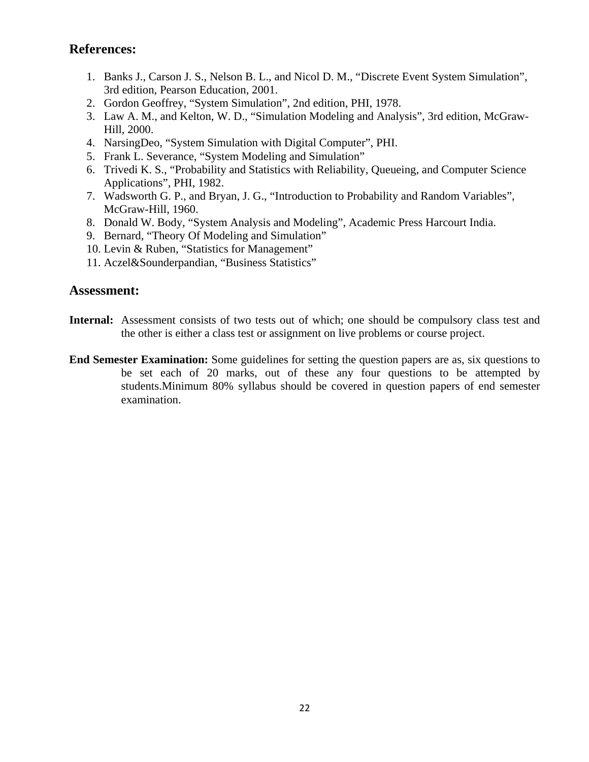## References:

1. Banks J., Carson J. S., Nelson B. L., and Nicol D. M., "Discrete Event System Simulation", 3rd edition, Pearson Education, 2001.
2. Gordon Geoffrey, "System Simulation", 2nd edition, PHI, 1978.
3. Law A. M., and Kelton, W. D., "Simulation Modeling and Analysis", 3rd edition, McGraw-Hill, 2000.
4. NarsingDeo, "System Simulation with Digital Computer", PHI.
5. Frank L. Severance, "System Modeling and Simulation"
6. Trivedi K. S., "Probability and Statistics with Reliability, Queueing, and Computer Science Applications", PHI, 1982.
7. Wadsworth G. P., and Bryan, J. G., "Introduction to Probability and Random Variables", McGraw-Hill, 1960.
8. Donald W. Body, "System Analysis and Modeling", Academic Press Harcourt India.
9. Bernard, "Theory Of Modeling and Simulation"
10. Levin & Ruben, "Statistics for Management"
11. Aczel&Sounderpandian, "Business Statistics"

## Assessment:

**Internal:** Assessment consists of two tests out of which; one should be compulsory class test and the other is either a class test or assignment on live problems or course project.

**End Semester Examination:** Some guidelines for setting the question papers are as, six questions to be set each of 20 marks, out of these any four questions to be attempted by students.Minimum 80% syllabus should be covered in question papers of end semester examination.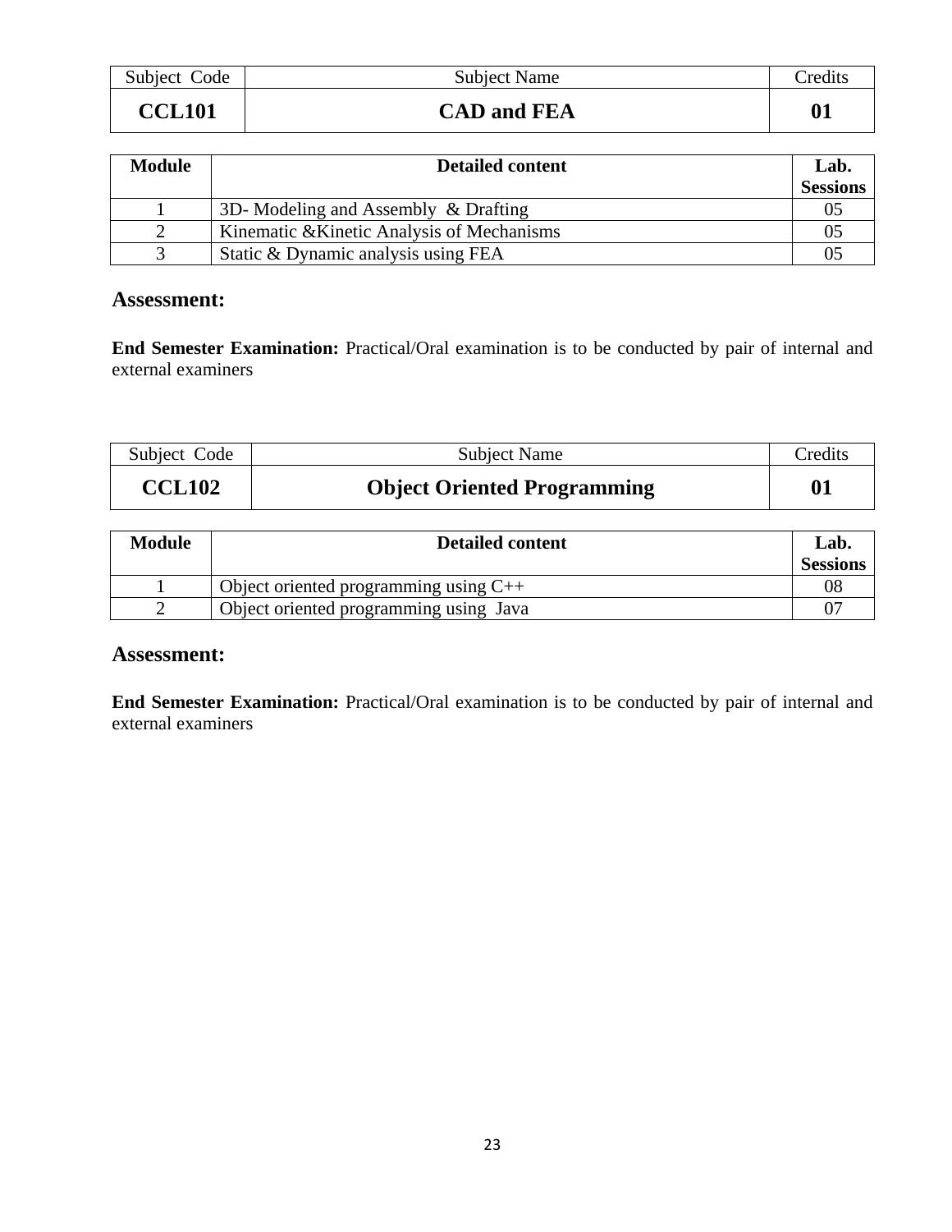| Subject Code | Subject Name | Credits |
|---|---|---|
| **CCL101** | **CAD and FEA** | **01** |

| Module | Detailed content | Lab. Sessions |
|---|---|---|
| 1 | 3D- Modeling and Assembly & Drafting | 05 |
| 2 | Kinematic &Kinetic Analysis of Mechanisms | 05 |
| 3 | Static & Dynamic analysis using FEA | 05 |

## Assessment:

**End Semester Examination:** Practical/Oral examination is to be conducted by pair of internal and external examiners

| Subject Code | Subject Name | Credits |
|---|---|---|
| **CCL102** | **Object Oriented Programming** | **01** |

| Module | Detailed content | Lab. Sessions |
|---|---|---|
| 1 | Object oriented programming using C++ | 08 |
| 2 | Object oriented programming using Java | 07 |

## Assessment:

**End Semester Examination:** Practical/Oral examination is to be conducted by pair of internal and external examiners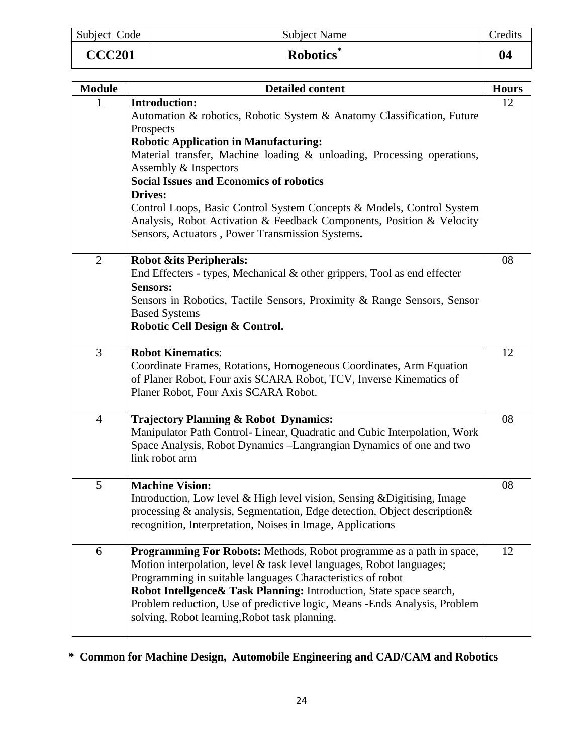| Subject Code | Subject Name | Credits |
|---|---|---|
| **CCC201** | **Robotics*** | **04** |

| Module | Detailed content | Hours |
|---|---|---|
| 1 | **Introduction:** Automation & robotics, Robotic System & Anatomy Classification, Future Prospects **Robotic Application in Manufacturing:** Material transfer, Machine loading & unloading, Processing operations, Assembly & Inspectors **Social Issues and Economics of robotics** **Drives:** Control Loops, Basic Control System Concepts & Models, Control System Analysis, Robot Activation & Feedback Components, Position & Velocity Sensors, Actuators , Power Transmission Systems**.** | 12 |
| 2 | **Robot &its Peripherals:** End Effecters - types, Mechanical & other grippers, Tool as end effecter **Sensors:** Sensors in Robotics, Tactile Sensors, Proximity & Range Sensors, Sensor Based Systems **Robotic Cell Design & Control.** | 08 |
| 3 | **Robot Kinematics**: Coordinate Frames, Rotations, Homogeneous Coordinates, Arm Equation of Planer Robot, Four axis SCARA Robot, TCV, Inverse Kinematics of Planer Robot, Four Axis SCARA Robot. | 12 |
| 4 | **Trajectory Planning & Robot Dynamics:** Manipulator Path Control- Linear, Quadratic and Cubic Interpolation, Work Space Analysis, Robot Dynamics –Langrangian Dynamics of one and two link robot arm | 08 |
| 5 | **Machine Vision:** Introduction, Low level & High level vision, Sensing &Digitising, Image processing & analysis, Segmentation, Edge detection, Object description& recognition, Interpretation, Noises in Image, Applications | 08 |
| 6 | **Programming For Robots:** Methods, Robot programme as a path in space, Motion interpolation, level & task level languages, Robot languages; Programming in suitable languages Characteristics of robot **Robot Intellgence& Task Planning:** Introduction, State space search, Problem reduction, Use of predictive logic, Means -Ends Analysis, Problem solving, Robot learning,Robot task planning. | 12 |

**\* Common for Machine Design, Automobile Engineering and CAD/CAM and Robotics**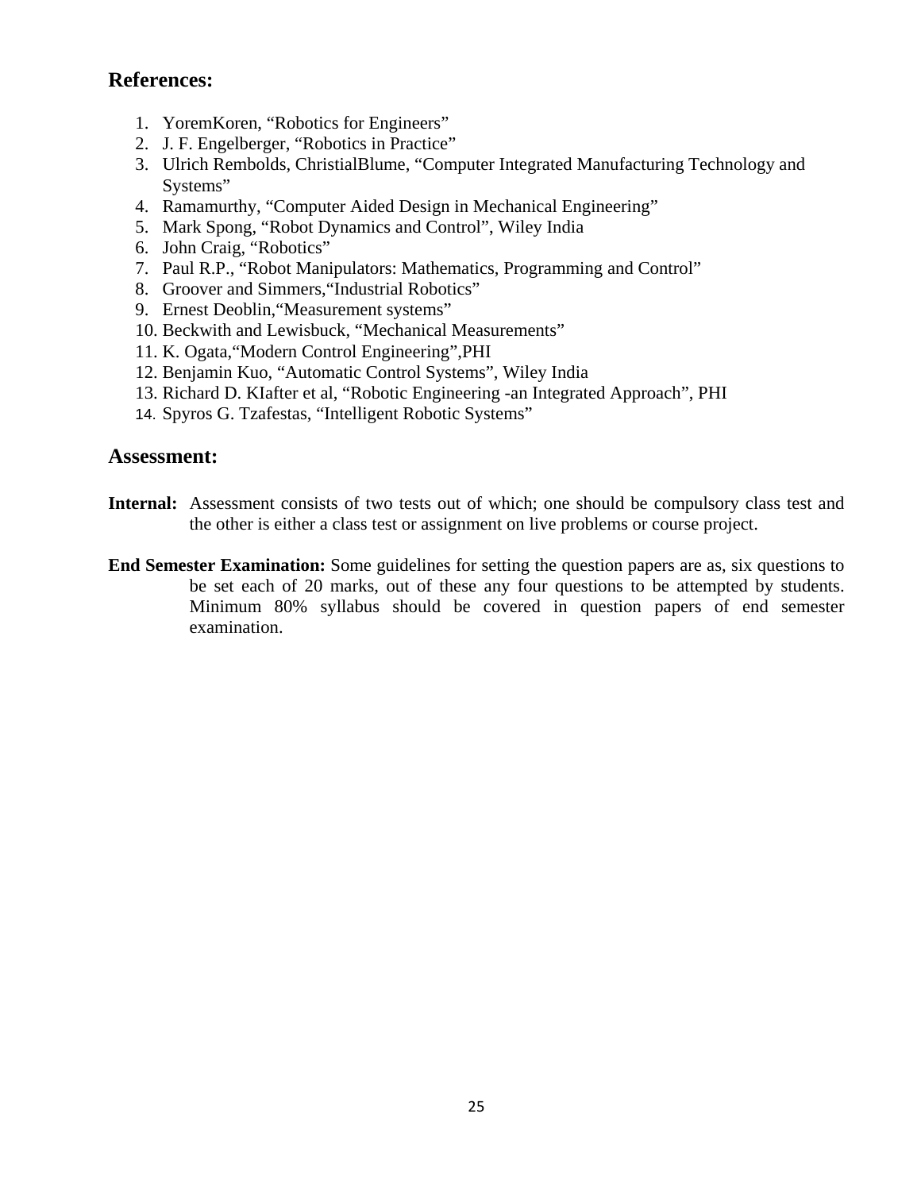## References:

1. YoremKoren, "Robotics for Engineers"
2. J. F. Engelberger, "Robotics in Practice"
3. Ulrich Rembolds, ChristialBlume, "Computer Integrated Manufacturing Technology and Systems"
4. Ramamurthy, "Computer Aided Design in Mechanical Engineering"
5. Mark Spong, "Robot Dynamics and Control", Wiley India
6. John Craig, "Robotics"
7. Paul R.P., "Robot Manipulators: Mathematics, Programming and Control"
8. Groover and Simmers,"Industrial Robotics"
9. Ernest Deoblin,"Measurement systems"
10. Beckwith and Lewisbuck, "Mechanical Measurements"
11. K. Ogata,"Modern Control Engineering",PHI
12. Benjamin Kuo, "Automatic Control Systems", Wiley India
13. Richard D. KIafter et al, "Robotic Engineering -an Integrated Approach", PHI
14. Spyros G. Tzafestas, "Intelligent Robotic Systems"

## Assessment:

**Internal:** Assessment consists of two tests out of which; one should be compulsory class test and the other is either a class test or assignment on live problems or course project.

**End Semester Examination:** Some guidelines for setting the question papers are as, six questions to be set each of 20 marks, out of these any four questions to be attempted by students. Minimum 80% syllabus should be covered in question papers of end semester examination.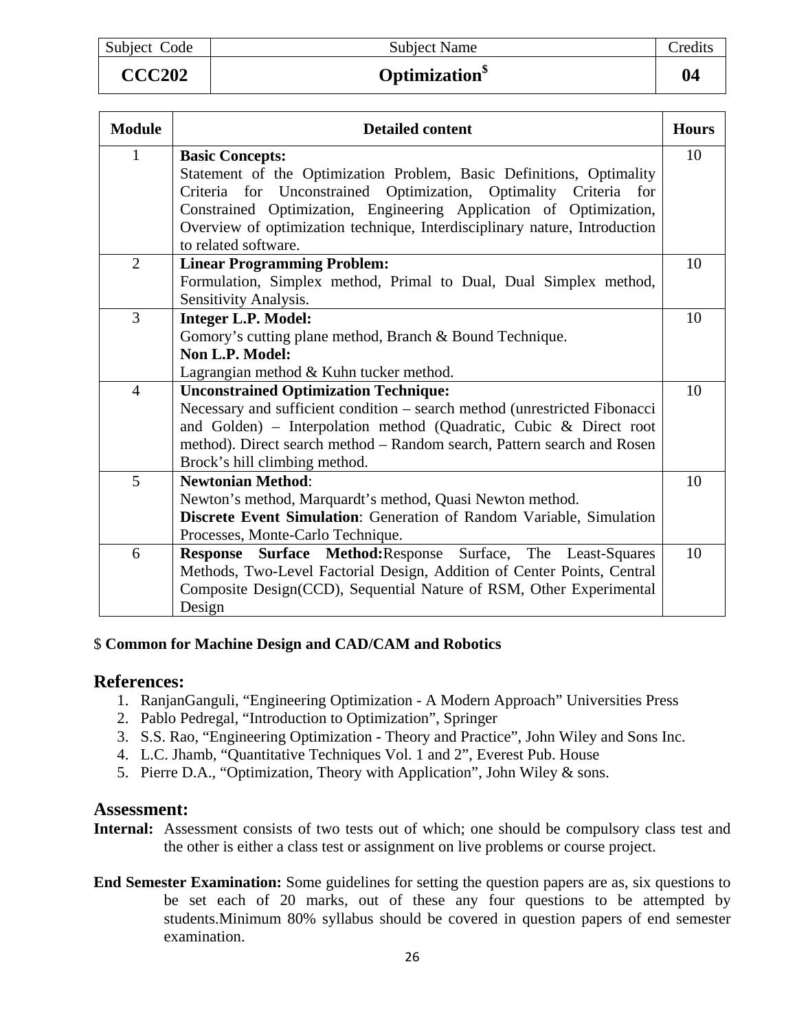| Subject Code | Subject Name | Credits |
|---|---|---|
| **CCC202** | **Optimization$** | **04** |

| Module | Detailed content | Hours |
|---|---|---|
| 1 | **Basic Concepts:** Statement of the Optimization Problem, Basic Definitions, Optimality Criteria for Unconstrained Optimization, Optimality Criteria for Constrained Optimization, Engineering Application of Optimization, Overview of optimization technique, Interdisciplinary nature, Introduction to related software. | 10 |
| 2 | **Linear Programming Problem:** Formulation, Simplex method, Primal to Dual, Dual Simplex method, Sensitivity Analysis. | 10 |
| 3 | **Integer L.P. Model:** Gomory's cutting plane method, Branch & Bound Technique. **Non L.P. Model:** Lagrangian method & Kuhn tucker method. | 10 |
| 4 | **Unconstrained Optimization Technique:** Necessary and sufficient condition – search method (unrestricted Fibonacci and Golden) – Interpolation method (Quadratic, Cubic & Direct root method). Direct search method – Random search, Pattern search and Rosen Brock's hill climbing method. | 10 |
| 5 | **Newtonian Method**: Newton's method, Marquardt's method, Quasi Newton method. **Discrete Event Simulation**: Generation of Random Variable, Simulation Processes, Monte-Carlo Technique. | 10 |
| 6 | **Response Surface Method:**Response Surface, The Least-Squares Methods, Two-Level Factorial Design, Addition of Center Points, Central Composite Design(CCD), Sequential Nature of RSM, Other Experimental Design | 10 |

$ **Common for Machine Design and CAD/CAM and Robotics**

## References:

1. RanjanGanguli, "Engineering Optimization - A Modern Approach" Universities Press
2. Pablo Pedregal, "Introduction to Optimization", Springer
3. S.S. Rao, "Engineering Optimization - Theory and Practice", John Wiley and Sons Inc.
4. L.C. Jhamb, "Quantitative Techniques Vol. 1 and 2", Everest Pub. House
5. Pierre D.A., "Optimization, Theory with Application", John Wiley & sons.

## Assessment:

**Internal:** Assessment consists of two tests out of which; one should be compulsory class test and the other is either a class test or assignment on live problems or course project.

**End Semester Examination:** Some guidelines for setting the question papers are as, six questions to be set each of 20 marks, out of these any four questions to be attempted by students.Minimum 80% syllabus should be covered in question papers of end semester examination.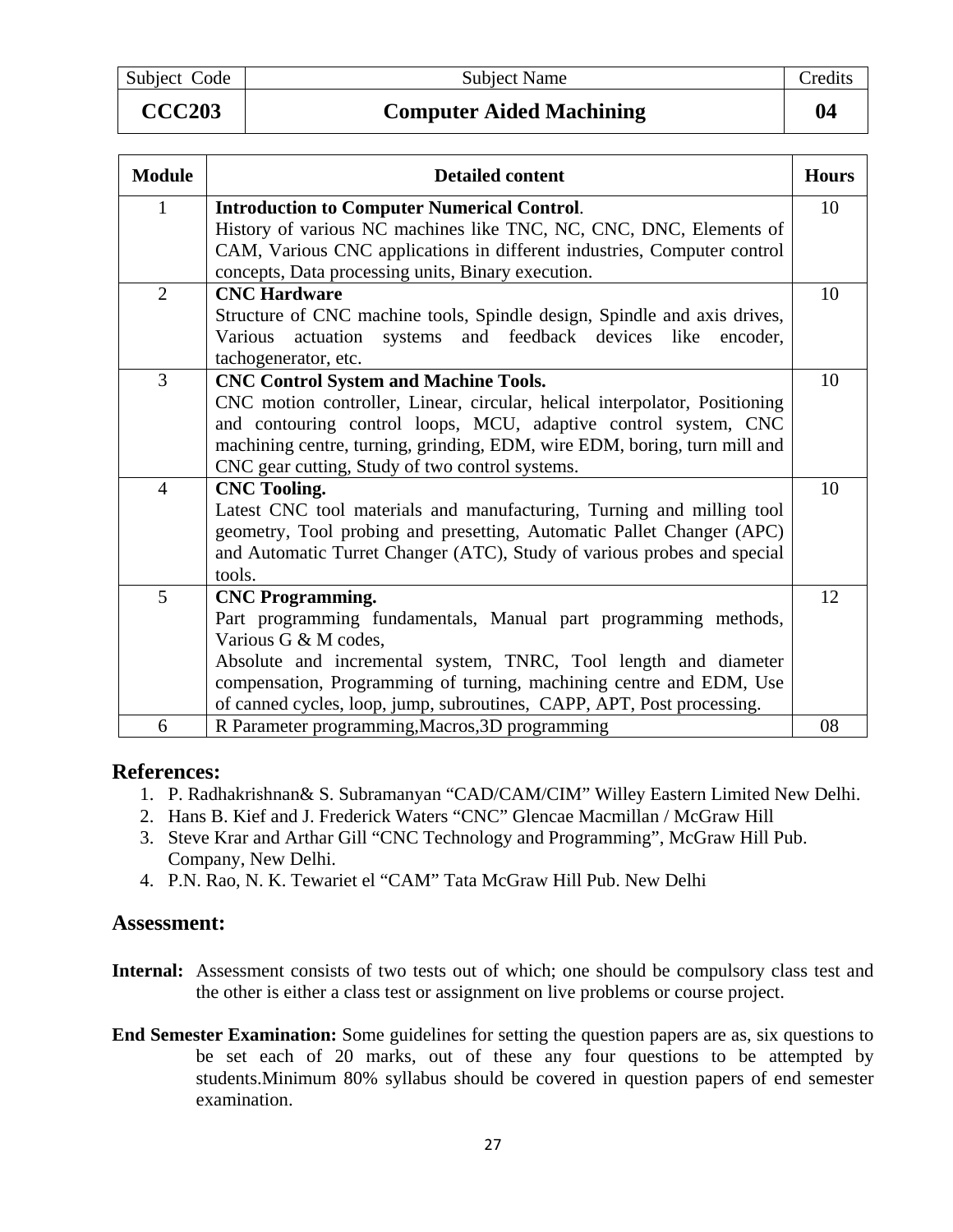| Subject Code | Subject Name | Credits |
|---|---|---|
| **CCC203** | **Computer Aided Machining** | **04** |

| Module | Detailed content | Hours |
|---|---|---|
| 1 | **Introduction to Computer Numerical Control**. History of various NC machines like TNC, NC, CNC, DNC, Elements of CAM, Various CNC applications in different industries, Computer control concepts, Data processing units, Binary execution. | 10 |
| 2 | **CNC Hardware** Structure of CNC machine tools, Spindle design, Spindle and axis drives, Various actuation systems and feedback devices like encoder, tachogenerator, etc. | 10 |
| 3 | **CNC Control System and Machine Tools.** CNC motion controller, Linear, circular, helical interpolator, Positioning and contouring control loops, MCU, adaptive control system, CNC machining centre, turning, grinding, EDM, wire EDM, boring, turn mill and CNC gear cutting, Study of two control systems. | 10 |
| 4 | **CNC Tooling.** Latest CNC tool materials and manufacturing, Turning and milling tool geometry, Tool probing and presetting, Automatic Pallet Changer (APC) and Automatic Turret Changer (ATC), Study of various probes and special tools. | 10 |
| 5 | **CNC Programming.** Part programming fundamentals, Manual part programming methods, Various G & M codes, Absolute and incremental system, TNRC, Tool length and diameter compensation, Programming of turning, machining centre and EDM, Use of canned cycles, loop, jump, subroutines, CAPP, APT, Post processing. | 12 |
| 6 | R Parameter programming,Macros,3D programming | 08 |

## References:

1. P. Radhakrishnan& S. Subramanyan "CAD/CAM/CIM" Willey Eastern Limited New Delhi.
2. Hans B. Kief and J. Frederick Waters "CNC" Glencae Macmillan / McGraw Hill
3. Steve Krar and Arthar Gill "CNC Technology and Programming", McGraw Hill Pub. Company, New Delhi.
4. P.N. Rao, N. K. Tewariet el "CAM" Tata McGraw Hill Pub. New Delhi

## Assessment:

**Internal:** Assessment consists of two tests out of which; one should be compulsory class test and the other is either a class test or assignment on live problems or course project.

**End Semester Examination:** Some guidelines for setting the question papers are as, six questions to be set each of 20 marks, out of these any four questions to be attempted by students.Minimum 80% syllabus should be covered in question papers of end semester examination.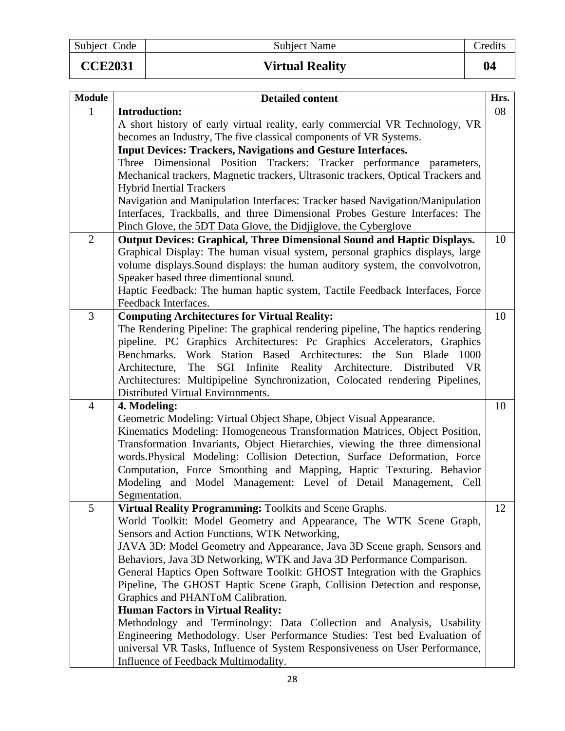| Subject Code | Subject Name | Credits |
|---|---|---|
| **CCE2031** | **Virtual Reality** | **04** |

| Module | Detailed content | Hrs. |
|---|---|---|
| 1 | **Introduction:** A short history of early virtual reality, early commercial VR Technology, VR becomes an Industry, The five classical components of VR Systems. **Input Devices: Trackers, Navigations and Gesture Interfaces.** Three Dimensional Position Trackers: Tracker performance parameters, Mechanical trackers, Magnetic trackers, Ultrasonic trackers, Optical Trackers and Hybrid Inertial Trackers Navigation and Manipulation Interfaces: Tracker based Navigation/Manipulation Interfaces, Trackballs, and three Dimensional Probes Gesture Interfaces: The Pinch Glove, the 5DT Data Glove, the Didjiglove, the Cyberglove | 08 |
| 2 | **Output Devices: Graphical, Three Dimensional Sound and Haptic Displays.** Graphical Display: The human visual system, personal graphics displays, large volume displays.Sound displays: the human auditory system, the convolvotron, Speaker based three dimentional sound. Haptic Feedback: The human haptic system, Tactile Feedback Interfaces, Force Feedback Interfaces. | 10 |
| 3 | **Computing Architectures for Virtual Reality:** The Rendering Pipeline: The graphical rendering pipeline, The haptics rendering pipeline. PC Graphics Architectures: Pc Graphics Accelerators, Graphics Benchmarks. Work Station Based Architectures: the Sun Blade 1000 Architecture, The SGI Infinite Reality Architecture. Distributed VR Architectures: Multipipeline Synchronization, Colocated rendering Pipelines, Distributed Virtual Environments. | 10 |
| 4 | **4. Modeling:** Geometric Modeling: Virtual Object Shape, Object Visual Appearance. Kinematics Modeling: Homogeneous Transformation Matrices, Object Position, Transformation Invariants, Object Hierarchies, viewing the three dimensional words.Physical Modeling: Collision Detection, Surface Deformation, Force Computation, Force Smoothing and Mapping, Haptic Texturing. Behavior Modeling and Model Management: Level of Detail Management, Cell Segmentation. | 10 |
| 5 | **Virtual Reality Programming:** Toolkits and Scene Graphs. World Toolkit: Model Geometry and Appearance, The WTK Scene Graph, Sensors and Action Functions, WTK Networking, JAVA 3D: Model Geometry and Appearance, Java 3D Scene graph, Sensors and Behaviors, Java 3D Networking, WTK and Java 3D Performance Comparison. General Haptics Open Software Toolkit: GHOST Integration with the Graphics Pipeline, The GHOST Haptic Scene Graph, Collision Detection and response, Graphics and PHANToM Calibration. **Human Factors in Virtual Reality:** Methodology and Terminology: Data Collection and Analysis, Usability Engineering Methodology. User Performance Studies: Test bed Evaluation of universal VR Tasks, Influence of System Responsiveness on User Performance, Influence of Feedback Multimodality. | 12 |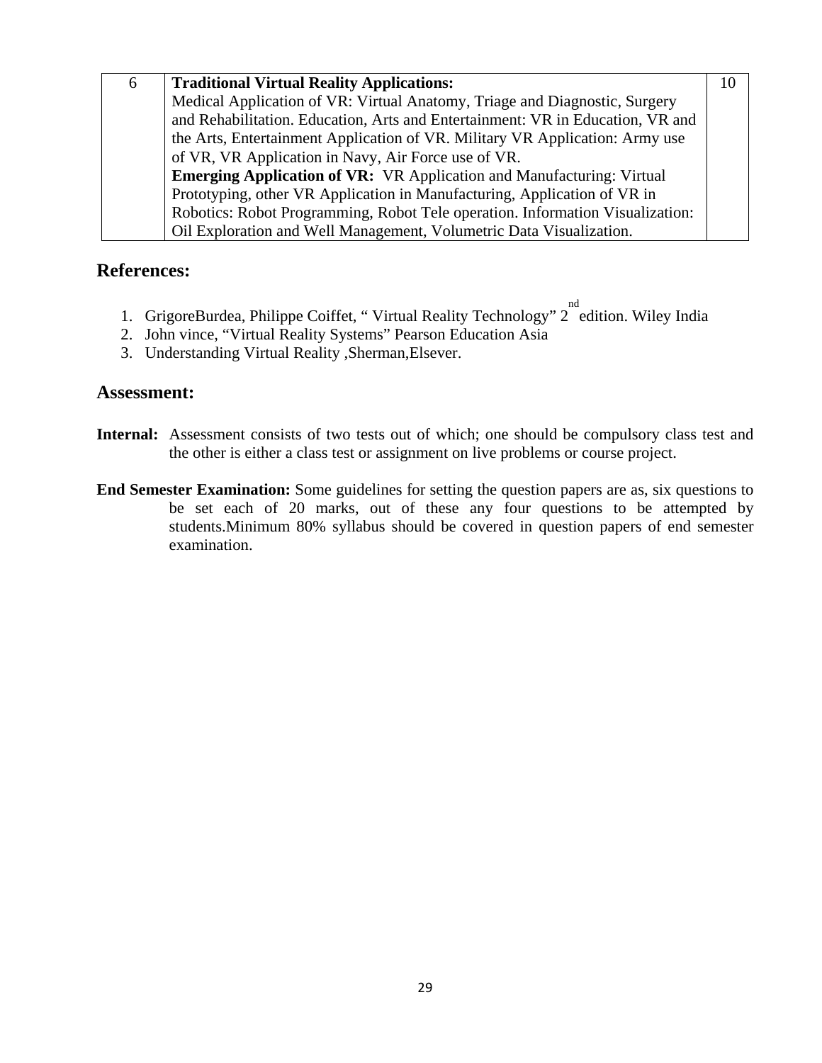| 6 | **Traditional Virtual Reality Applications:** Medical Application of VR: Virtual Anatomy, Triage and Diagnostic, Surgery and Rehabilitation. Education, Arts and Entertainment: VR in Education, VR and the Arts, Entertainment Application of VR. Military VR Application: Army use of VR, VR Application in Navy, Air Force use of VR. **Emerging Application of VR:** VR Application and Manufacturing: Virtual Prototyping, other VR Application in Manufacturing, Application of VR in Robotics: Robot Programming, Robot Tele operation. Information Visualization: Oil Exploration and Well Management, Volumetric Data Visualization. | 10 |
|---|---|---|

## References:

1. GrigoreBurdea, Philippe Coiffet, " Virtual Reality Technology" 2nd edition. Wiley India
2. John vince, "Virtual Reality Systems" Pearson Education Asia
3. Understanding Virtual Reality ,Sherman,Elsever.

## Assessment:

**Internal:** Assessment consists of two tests out of which; one should be compulsory class test and the other is either a class test or assignment on live problems or course project.

**End Semester Examination:** Some guidelines for setting the question papers are as, six questions to be set each of 20 marks, out of these any four questions to be attempted by students.Minimum 80% syllabus should be covered in question papers of end semester examination.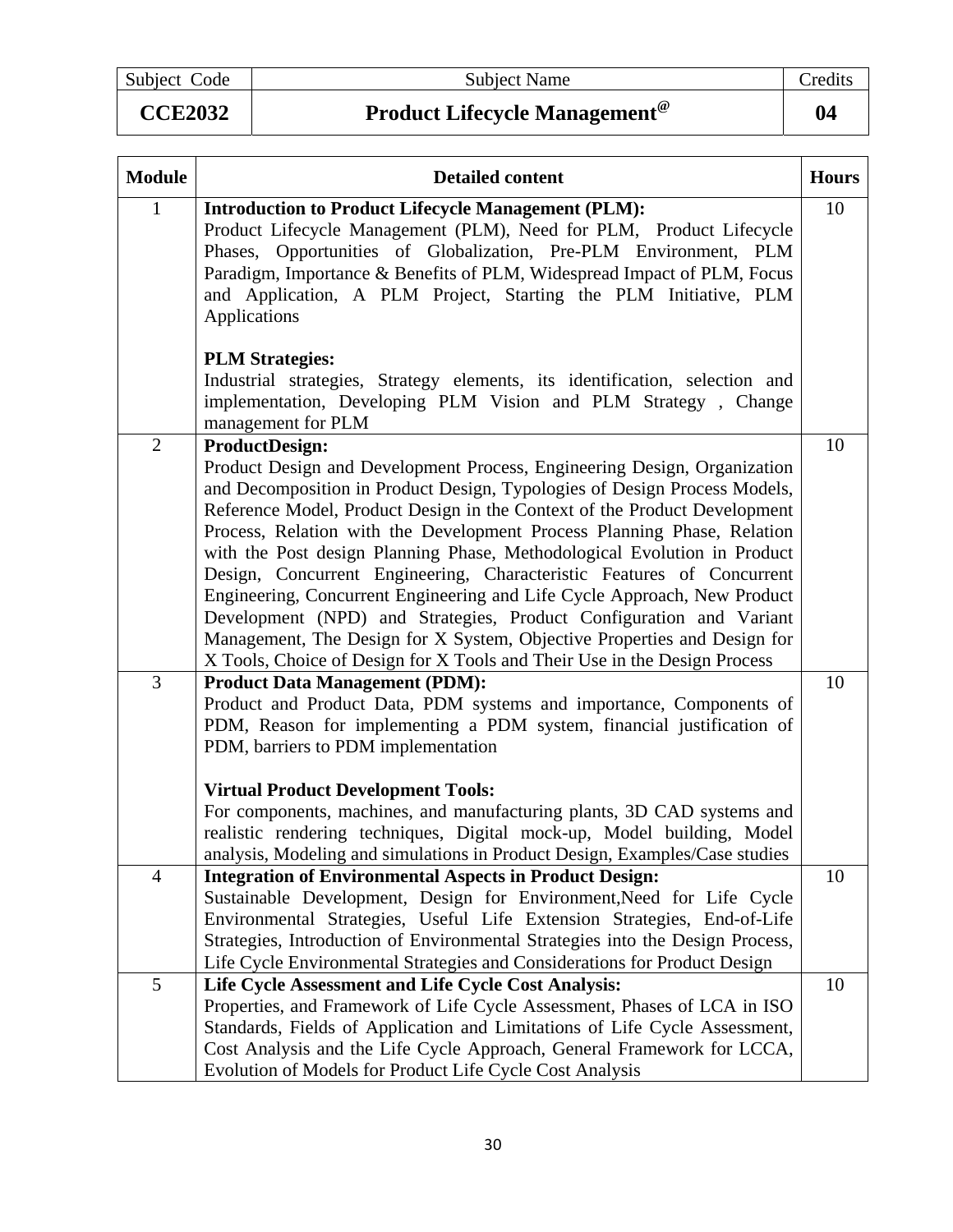| Subject Code | Subject Name | Credits |
|---|---|---|
| **CCE2032** | **Product Lifecycle Management@** | **04** |

| Module | Detailed content | Hours |
|---|---|---|
| 1 | **Introduction to Product Lifecycle Management (PLM):** Product Lifecycle Management (PLM), Need for PLM, Product Lifecycle Phases, Opportunities of Globalization, Pre-PLM Environment, PLM Paradigm, Importance & Benefits of PLM, Widespread Impact of PLM, Focus and Application, A PLM Project, Starting the PLM Initiative, PLM Applications<br><br>**PLM Strategies:** Industrial strategies, Strategy elements, its identification, selection and implementation, Developing PLM Vision and PLM Strategy , Change management for PLM | 10 |
| 2 | **ProductDesign:** Product Design and Development Process, Engineering Design, Organization and Decomposition in Product Design, Typologies of Design Process Models, Reference Model, Product Design in the Context of the Product Development Process, Relation with the Development Process Planning Phase, Relation with the Post design Planning Phase, Methodological Evolution in Product Design, Concurrent Engineering, Characteristic Features of Concurrent Engineering, Concurrent Engineering and Life Cycle Approach, New Product Development (NPD) and Strategies, Product Configuration and Variant Management, The Design for X System, Objective Properties and Design for X Tools, Choice of Design for X Tools and Their Use in the Design Process | 10 |
| 3 | **Product Data Management (PDM):** Product and Product Data, PDM systems and importance, Components of PDM, Reason for implementing a PDM system, financial justification of PDM, barriers to PDM implementation<br><br>**Virtual Product Development Tools:** For components, machines, and manufacturing plants, 3D CAD systems and realistic rendering techniques, Digital mock-up, Model building, Model analysis, Modeling and simulations in Product Design, Examples/Case studies | 10 |
| 4 | **Integration of Environmental Aspects in Product Design:** Sustainable Development, Design for Environment,Need for Life Cycle Environmental Strategies, Useful Life Extension Strategies, End-of-Life Strategies, Introduction of Environmental Strategies into the Design Process, Life Cycle Environmental Strategies and Considerations for Product Design | 10 |
| 5 | **Life Cycle Assessment and Life Cycle Cost Analysis:** Properties, and Framework of Life Cycle Assessment, Phases of LCA in ISO Standards, Fields of Application and Limitations of Life Cycle Assessment, Cost Analysis and the Life Cycle Approach, General Framework for LCCA, Evolution of Models for Product Life Cycle Cost Analysis | 10 |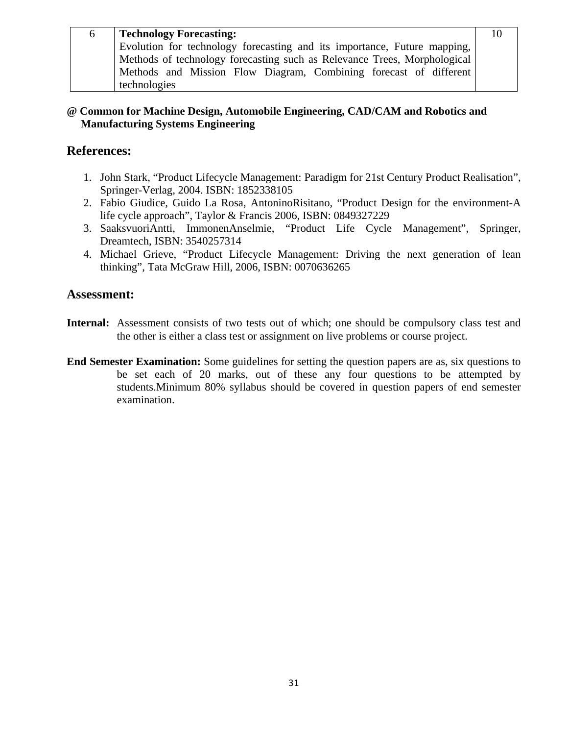| 6 | **Technology Forecasting:**<br>Evolution for technology forecasting and its importance, Future mapping, Methods of technology forecasting such as Relevance Trees, Morphological Methods and Mission Flow Diagram, Combining forecast of different technologies | 10 |
|---|---|---|

**@ Common for Machine Design, Automobile Engineering, CAD/CAM and Robotics and Manufacturing Systems Engineering**

## References:

1. John Stark, "Product Lifecycle Management: Paradigm for 21st Century Product Realisation", Springer-Verlag, 2004. ISBN: 1852338105
2. Fabio Giudice, Guido La Rosa, AntoninoRisitano, "Product Design for the environment-A life cycle approach", Taylor & Francis 2006, ISBN: 0849327229
3. SaaksvuoriAntti, ImmonenAnselmie, "Product Life Cycle Management", Springer, Dreamtech, ISBN: 3540257314
4. Michael Grieve, "Product Lifecycle Management: Driving the next generation of lean thinking", Tata McGraw Hill, 2006, ISBN: 0070636265

## Assessment:

**Internal:** Assessment consists of two tests out of which; one should be compulsory class test and the other is either a class test or assignment on live problems or course project.

**End Semester Examination:** Some guidelines for setting the question papers are as, six questions to be set each of 20 marks, out of these any four questions to be attempted by students.Minimum 80% syllabus should be covered in question papers of end semester examination.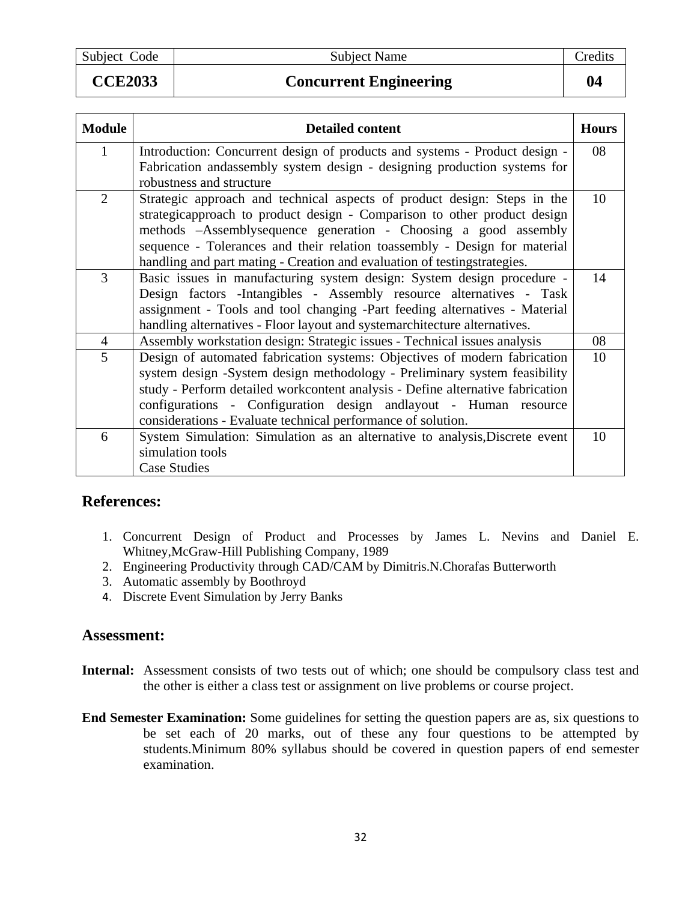| Subject Code | Subject Name | Credits |
|---|---|---|
| **CCE2033** | **Concurrent Engineering** | **04** |

| **Module** | **Detailed content** | **Hours** |
|---|---|---|
| 1 | Introduction: Concurrent design of products and systems - Product design - Fabrication andassembly system design - designing production systems for robustness and structure | 08 |
| 2 | Strategic approach and technical aspects of product design: Steps in the strategicapproach to product design - Comparison to other product design methods –Assemblysequence generation - Choosing a good assembly sequence - Tolerances and their relation toassembly - Design for material handling and part mating - Creation and evaluation of testingstrategies. | 10 |
| 3 | Basic issues in manufacturing system design: System design procedure - Design factors -Intangibles - Assembly resource alternatives - Task assignment - Tools and tool changing -Part feeding alternatives - Material handling alternatives - Floor layout and systemarchitecture alternatives. | 14 |
| 4 | Assembly workstation design: Strategic issues - Technical issues analysis | 08 |
| 5 | Design of automated fabrication systems: Objectives of modern fabrication system design -System design methodology - Preliminary system feasibility study - Perform detailed workcontent analysis - Define alternative fabrication configurations - Configuration design andlayout - Human resource considerations - Evaluate technical performance of solution. | 10 |
| 6 | System Simulation: Simulation as an alternative to analysis,Discrete event simulation tools<br>Case Studies | 10 |

## References:

1. Concurrent Design of Product and Processes by James L. Nevins and Daniel E. Whitney,McGraw-Hill Publishing Company, 1989
2. Engineering Productivity through CAD/CAM by Dimitris.N.Chorafas Butterworth
3. Automatic assembly by Boothroyd
4. Discrete Event Simulation by Jerry Banks

## Assessment:

**Internal:** Assessment consists of two tests out of which; one should be compulsory class test and the other is either a class test or assignment on live problems or course project.

**End Semester Examination:** Some guidelines for setting the question papers are as, six questions to be set each of 20 marks, out of these any four questions to be attempted by students.Minimum 80% syllabus should be covered in question papers of end semester examination.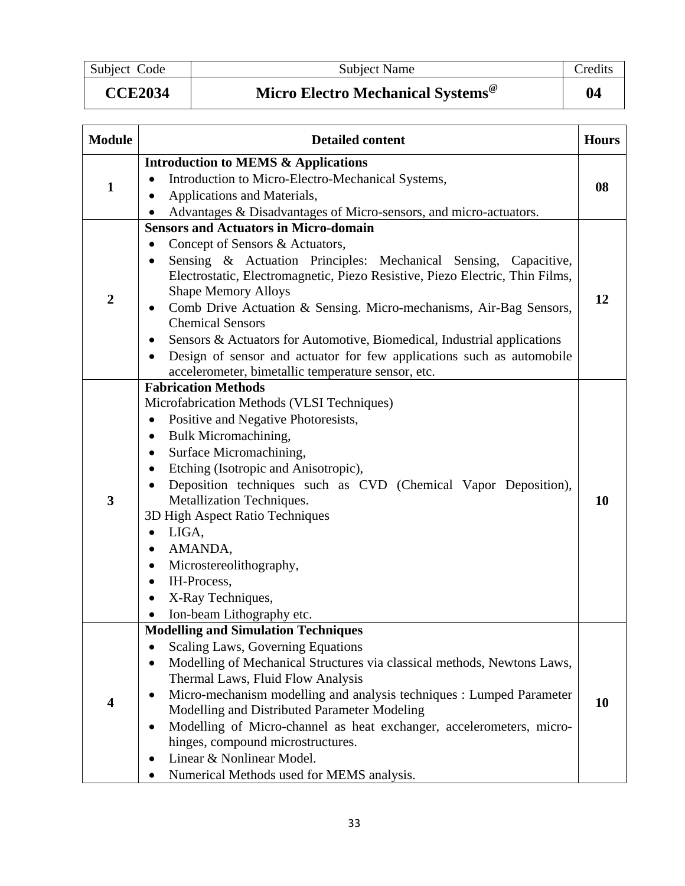| Subject Code | Subject Name | Credits |
|---|---|---|
| **CCE2034** | **Micro Electro Mechanical Systems@** | **04** |

| Module | Detailed content | Hours |
|---|---|---|
| 1 | **Introduction to MEMS & Applications**<br>• Introduction to Micro-Electro-Mechanical Systems,<br>• Applications and Materials,<br>• Advantages & Disadvantages of Micro-sensors, and micro-actuators. | 08 |
| 2 | **Sensors and Actuators in Micro-domain**<br>• Concept of Sensors & Actuators,<br>• Sensing & Actuation Principles: Mechanical Sensing, Capacitive, Electrostatic, Electromagnetic, Piezo Resistive, Piezo Electric, Thin Films, Shape Memory Alloys<br>• Comb Drive Actuation & Sensing. Micro-mechanisms, Air-Bag Sensors, Chemical Sensors<br>• Sensors & Actuators for Automotive, Biomedical, Industrial applications<br>• Design of sensor and actuator for few applications such as automobile accelerometer, bimetallic temperature sensor, etc. | 12 |
| 3 | **Fabrication Methods**<br>Microfabrication Methods (VLSI Techniques)<br>• Positive and Negative Photoresists,<br>• Bulk Micromachining,<br>• Surface Micromachining,<br>• Etching (Isotropic and Anisotropic),<br>• Deposition techniques such as CVD (Chemical Vapor Deposition), Metallization Techniques.<br>3D High Aspect Ratio Techniques<br>• LIGA,<br>• AMANDA,<br>• Microstereolithography,<br>• IH-Process,<br>• X-Ray Techniques,<br>• Ion-beam Lithography etc. | 10 |
| 4 | **Modelling and Simulation Techniques**<br>• Scaling Laws, Governing Equations<br>• Modelling of Mechanical Structures via classical methods, Newtons Laws, Thermal Laws, Fluid Flow Analysis<br>• Micro-mechanism modelling and analysis techniques : Lumped Parameter Modelling and Distributed Parameter Modeling<br>• Modelling of Micro-channel as heat exchanger, accelerometers, micro-hinges, compound microstructures.<br>• Linear & Nonlinear Model.<br>• Numerical Methods used for MEMS analysis. | 10 |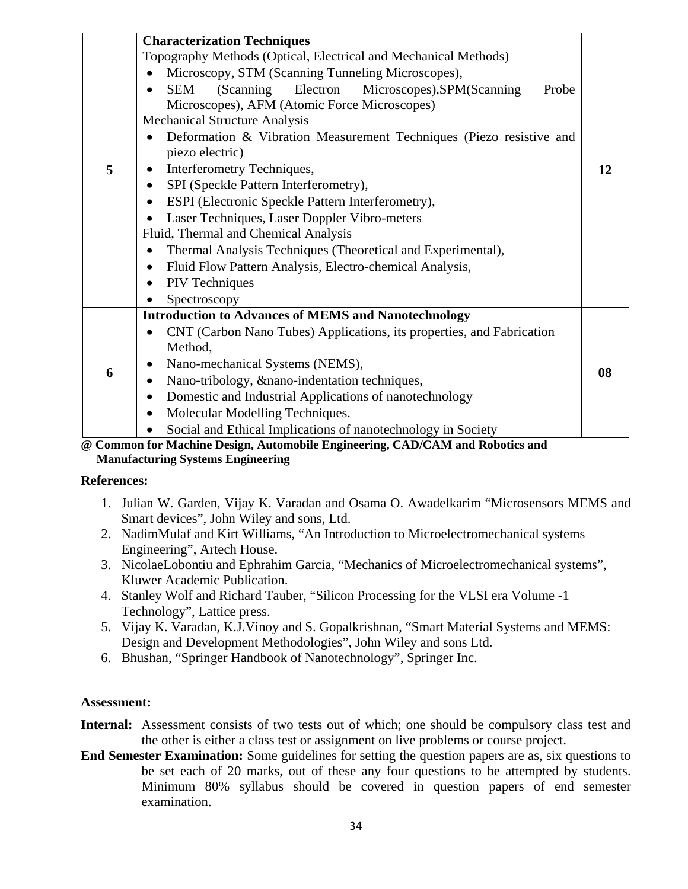| 5 | **Characterization Techniques**<br>Topography Methods (Optical, Electrical and Mechanical Methods)<br>• Microscopy, STM (Scanning Tunneling Microscopes),<br>• SEM (Scanning Electron Microscopes),SPM(Scanning Probe Microscopes), AFM (Atomic Force Microscopes)<br>Mechanical Structure Analysis<br>• Deformation & Vibration Measurement Techniques (Piezo resistive and piezo electric)<br>• Interferometry Techniques,<br>• SPI (Speckle Pattern Interferometry),<br>• ESPI (Electronic Speckle Pattern Interferometry),<br>• Laser Techniques, Laser Doppler Vibro-meters<br>Fluid, Thermal and Chemical Analysis<br>• Thermal Analysis Techniques (Theoretical and Experimental),<br>• Fluid Flow Pattern Analysis, Electro-chemical Analysis,<br>• PIV Techniques<br>• Spectroscopy | 12 |
|---|---|---|
| 6 | **Introduction to Advances of MEMS and Nanotechnology**<br>• CNT (Carbon Nano Tubes) Applications, its properties, and Fabrication Method,<br>• Nano-mechanical Systems (NEMS),<br>• Nano-tribology, &nano-indentation techniques,<br>• Domestic and Industrial Applications of nanotechnology<br>• Molecular Modelling Techniques.<br>• Social and Ethical Implications of nanotechnology in Society | 08 |

**@ Common for Machine Design, Automobile Engineering, CAD/CAM and Robotics and Manufacturing Systems Engineering**

**References:**

1. Julian W. Garden, Vijay K. Varadan and Osama O. Awadelkarim "Microsensors MEMS and Smart devices", John Wiley and sons, Ltd.
2. NadimMulaf and Kirt Williams, "An Introduction to Microelectromechanical systems Engineering", Artech House.
3. NicolaeLobontiu and Ephrahim Garcia, "Mechanics of Microelectromechanical systems", Kluwer Academic Publication.
4. Stanley Wolf and Richard Tauber, "Silicon Processing for the VLSI era Volume -1 Technology", Lattice press.
5. Vijay K. Varadan, K.J.Vinoy and S. Gopalkrishnan, "Smart Material Systems and MEMS: Design and Development Methodologies", John Wiley and sons Ltd.
6. Bhushan, "Springer Handbook of Nanotechnology", Springer Inc.

**Assessment:**

**Internal:** Assessment consists of two tests out of which; one should be compulsory class test and the other is either a class test or assignment on live problems or course project.

**End Semester Examination:** Some guidelines for setting the question papers are as, six questions to be set each of 20 marks, out of these any four questions to be attempted by students. Minimum 80% syllabus should be covered in question papers of end semester examination.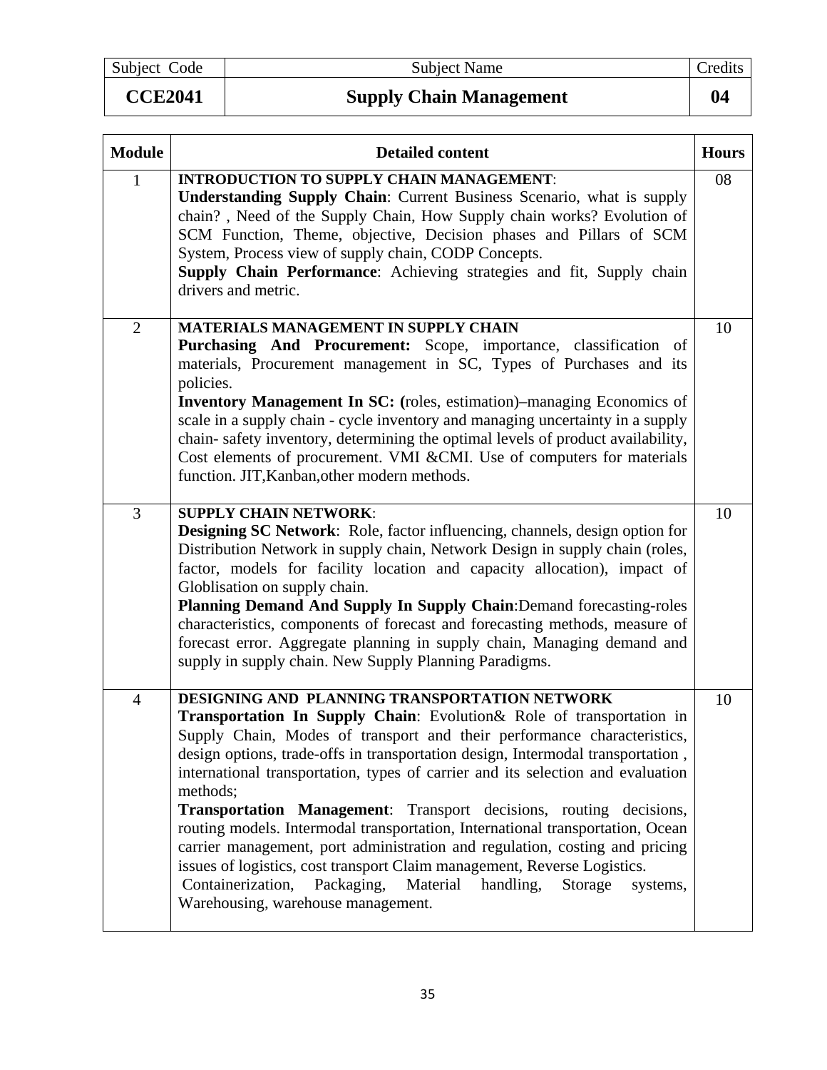| Subject Code | Subject Name | Credits |
|---|---|---|
| **CCE2041** | **Supply Chain Management** | **04** |

| Module | Detailed content | Hours |
|---|---|---|
| 1 | **INTRODUCTION TO SUPPLY CHAIN MANAGEMENT**: <br> **Understanding Supply Chain**: Current Business Scenario, what is supply chain? , Need of the Supply Chain, How Supply chain works? Evolution of SCM Function, Theme, objective, Decision phases and Pillars of SCM System, Process view of supply chain, CODP Concepts. <br> **Supply Chain Performance**: Achieving strategies and fit, Supply chain drivers and metric. | 08 |
| 2 | **MATERIALS MANAGEMENT IN SUPPLY CHAIN** <br> **Purchasing And Procurement:** Scope, importance, classification of materials, Procurement management in SC, Types of Purchases and its policies. <br> **Inventory Management In SC: (**roles, estimation)–managing Economics of scale in a supply chain - cycle inventory and managing uncertainty in a supply chain- safety inventory, determining the optimal levels of product availability, Cost elements of procurement. VMI &CMI. Use of computers for materials function. JIT,Kanban,other modern methods. | 10 |
| 3 | **SUPPLY CHAIN NETWORK**: <br> **Designing SC Network**: Role, factor influencing, channels, design option for Distribution Network in supply chain, Network Design in supply chain (roles, factor, models for facility location and capacity allocation), impact of Globlisation on supply chain. <br> **Planning Demand And Supply In Supply Chain**:Demand forecasting-roles characteristics, components of forecast and forecasting methods, measure of forecast error. Aggregate planning in supply chain, Managing demand and supply in supply chain. New Supply Planning Paradigms. | 10 |
| 4 | **DESIGNING AND PLANNING TRANSPORTATION NETWORK** <br> **Transportation In Supply Chain**: Evolution& Role of transportation in Supply Chain, Modes of transport and their performance characteristics, design options, trade-offs in transportation design, Intermodal transportation , international transportation, types of carrier and its selection and evaluation methods; <br> **Transportation Management**: Transport decisions, routing decisions, routing models. Intermodal transportation, International transportation, Ocean carrier management, port administration and regulation, costing and pricing issues of logistics, cost transport Claim management, Reverse Logistics. <br> Containerization, Packaging, Material handling, Storage systems, Warehousing, warehouse management. | 10 |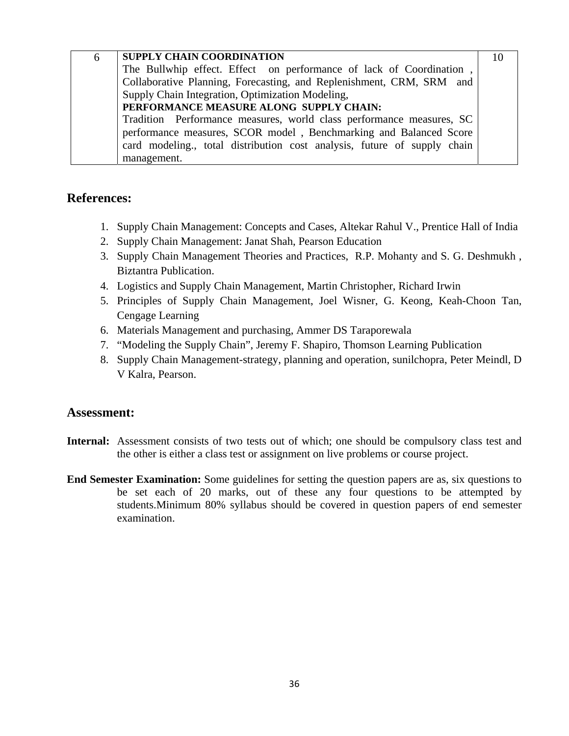| 6 | **SUPPLY CHAIN COORDINATION** The Bullwhip effect. Effect on performance of lack of Coordination , Collaborative Planning, Forecasting, and Replenishment, CRM, SRM and Supply Chain Integration, Optimization Modeling, **PERFORMANCE MEASURE ALONG SUPPLY CHAIN:** Tradition Performance measures, world class performance measures, SC performance measures, SCOR model , Benchmarking and Balanced Score card modeling., total distribution cost analysis, future of supply chain management. | 10 |
|---|---|---|

## References:

1. Supply Chain Management: Concepts and Cases, Altekar Rahul V., Prentice Hall of India
2. Supply Chain Management: Janat Shah, Pearson Education
3. Supply Chain Management Theories and Practices, R.P. Mohanty and S. G. Deshmukh , Biztantra Publication.
4. Logistics and Supply Chain Management, Martin Christopher, Richard Irwin
5. Principles of Supply Chain Management, Joel Wisner, G. Keong, Keah-Choon Tan, Cengage Learning
6. Materials Management and purchasing, Ammer DS Taraporewala
7. "Modeling the Supply Chain", Jeremy F. Shapiro, Thomson Learning Publication
8. Supply Chain Management-strategy, planning and operation, sunilchopra, Peter Meindl, D V Kalra, Pearson.

## Assessment:

**Internal:** Assessment consists of two tests out of which; one should be compulsory class test and the other is either a class test or assignment on live problems or course project.

**End Semester Examination:** Some guidelines for setting the question papers are as, six questions to be set each of 20 marks, out of these any four questions to be attempted by students.Minimum 80% syllabus should be covered in question papers of end semester examination.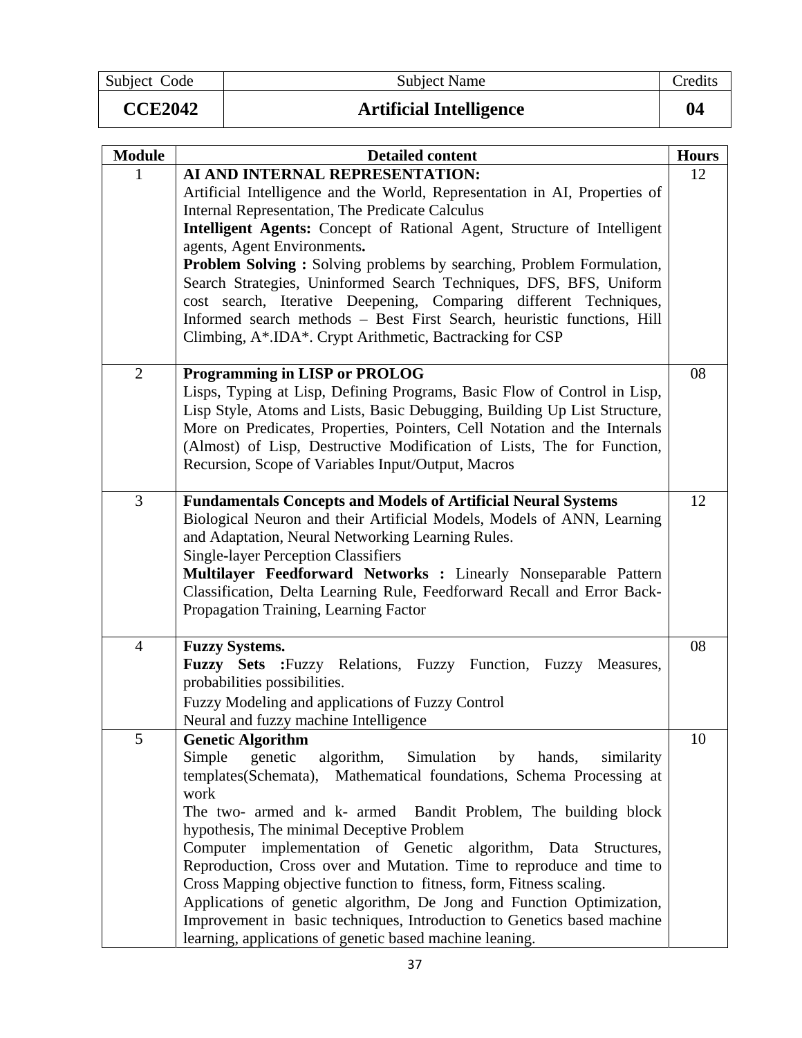| Subject Code | Subject Name | Credits |
|---|---|---|
| **CCE2042** | **Artificial Intelligence** | **04** |

| Module | Detailed content | Hours |
|---|---|---|
| 1 | **AI AND INTERNAL REPRESENTATION:**<br>Artificial Intelligence and the World, Representation in AI, Properties of Internal Representation, The Predicate Calculus<br>**Intelligent Agents:** Concept of Rational Agent, Structure of Intelligent agents, Agent Environments**.**<br>**Problem Solving :** Solving problems by searching, Problem Formulation, Search Strategies, Uninformed Search Techniques, DFS, BFS, Uniform cost search, Iterative Deepening, Comparing different Techniques, Informed search methods – Best First Search, heuristic functions, Hill Climbing, A*.IDA*. Crypt Arithmetic, Bactracking for CSP | 12 |
| 2 | **Programming in LISP or PROLOG**<br>Lisps, Typing at Lisp, Defining Programs, Basic Flow of Control in Lisp, Lisp Style, Atoms and Lists, Basic Debugging, Building Up List Structure, More on Predicates, Properties, Pointers, Cell Notation and the Internals (Almost) of Lisp, Destructive Modification of Lists, The for Function, Recursion, Scope of Variables Input/Output, Macros | 08 |
| 3 | **Fundamentals Concepts and Models of Artificial Neural Systems**<br>Biological Neuron and their Artificial Models, Models of ANN, Learning and Adaptation, Neural Networking Learning Rules.<br>Single-layer Perception Classifiers<br>**Multilayer Feedforward Networks :** Linearly Nonseparable Pattern Classification, Delta Learning Rule, Feedforward Recall and Error Back-Propagation Training, Learning Factor | 12 |
| 4 | **Fuzzy Systems.**<br>**Fuzzy Sets :**Fuzzy Relations, Fuzzy Function, Fuzzy Measures, probabilities possibilities.<br>Fuzzy Modeling and applications of Fuzzy Control<br>Neural and fuzzy machine Intelligence | 08 |
| 5 | **Genetic Algorithm**<br>Simple genetic algorithm, Simulation by hands, similarity templates(Schemata), Mathematical foundations, Schema Processing at work<br>The two- armed and k- armed Bandit Problem, The building block hypothesis, The minimal Deceptive Problem<br>Computer implementation of Genetic algorithm, Data Structures, Reproduction, Cross over and Mutation. Time to reproduce and time to Cross Mapping objective function to fitness, form, Fitness scaling.<br>Applications of genetic algorithm, De Jong and Function Optimization, Improvement in basic techniques, Introduction to Genetics based machine learning, applications of genetic based machine leaning. | 10 |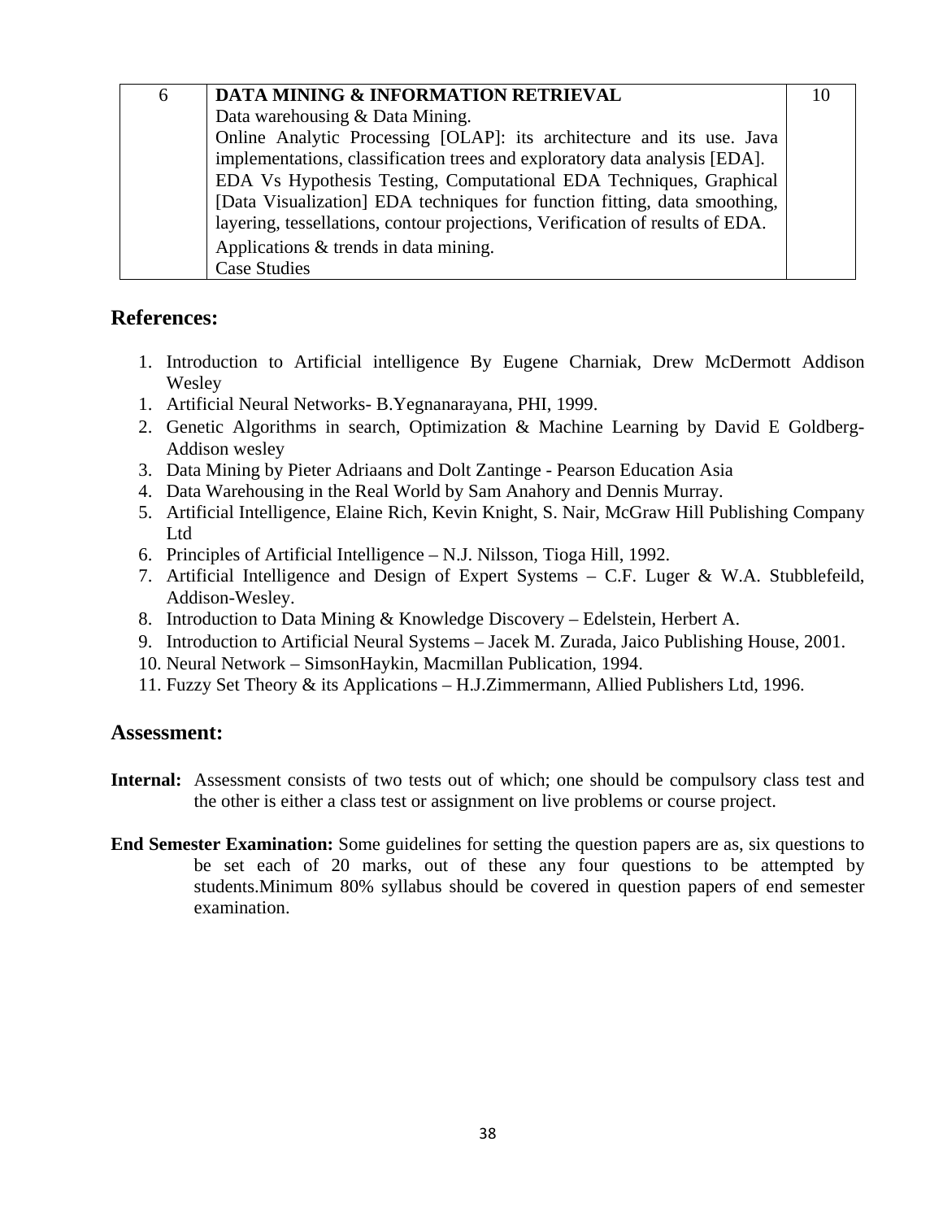| 6 | **DATA MINING & INFORMATION RETRIEVAL**<br>Data warehousing & Data Mining.<br>Online Analytic Processing [OLAP]: its architecture and its use. Java implementations, classification trees and exploratory data analysis [EDA].<br>EDA Vs Hypothesis Testing, Computational EDA Techniques, Graphical [Data Visualization] EDA techniques for function fitting, data smoothing, layering, tessellations, contour projections, Verification of results of EDA.<br>Applications & trends in data mining.<br>Case Studies | 10 |
|---|---|---|

## References:

1. Introduction to Artificial intelligence By Eugene Charniak, Drew McDermott Addison Wesley
1. Artificial Neural Networks- B.Yegnanarayana, PHI, 1999.
2. Genetic Algorithms in search, Optimization & Machine Learning by David E Goldberg- Addison wesley
3. Data Mining by Pieter Adriaans and Dolt Zantinge - Pearson Education Asia
4. Data Warehousing in the Real World by Sam Anahory and Dennis Murray.
5. Artificial Intelligence, Elaine Rich, Kevin Knight, S. Nair, McGraw Hill Publishing Company Ltd
6. Principles of Artificial Intelligence – N.J. Nilsson, Tioga Hill, 1992.
7. Artificial Intelligence and Design of Expert Systems – C.F. Luger & W.A. Stubblefeild, Addison-Wesley.
8. Introduction to Data Mining & Knowledge Discovery – Edelstein, Herbert A.
9. Introduction to Artificial Neural Systems – Jacek M. Zurada, Jaico Publishing House, 2001.
10. Neural Network – SimsonHaykin, Macmillan Publication, 1994.
11. Fuzzy Set Theory & its Applications – H.J.Zimmermann, Allied Publishers Ltd, 1996.

## Assessment:

**Internal:** Assessment consists of two tests out of which; one should be compulsory class test and the other is either a class test or assignment on live problems or course project.

**End Semester Examination:** Some guidelines for setting the question papers are as, six questions to be set each of 20 marks, out of these any four questions to be attempted by students.Minimum 80% syllabus should be covered in question papers of end semester examination.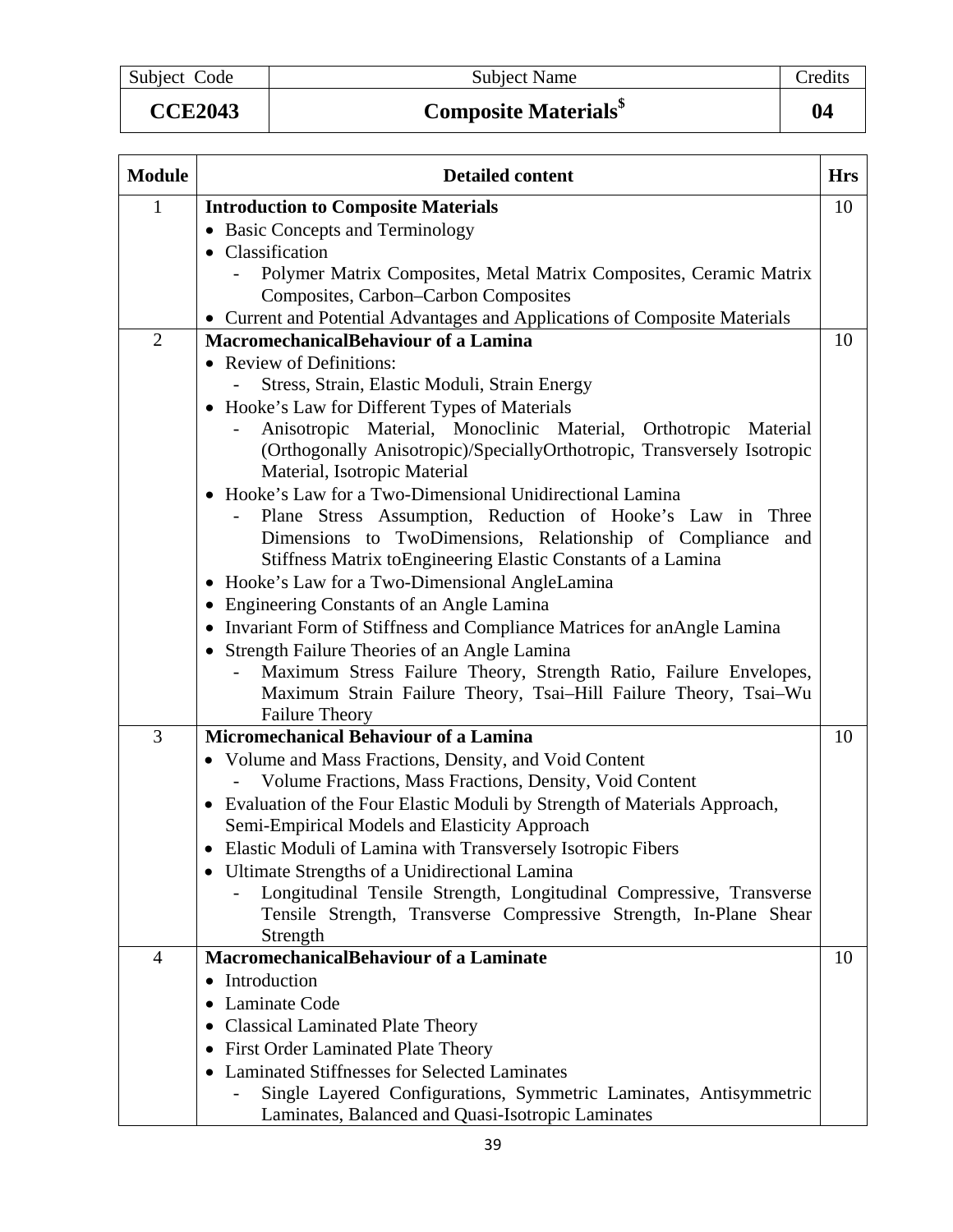| Subject Code | Subject Name | Credits |
|---|---|---|
| **CCE2043** | **Composite Materials$** | **04** |

| Module | Detailed content | Hrs |
|---|---|---|
| 1 | **Introduction to Composite Materials**<br>• Basic Concepts and Terminology<br>• Classification<br>- Polymer Matrix Composites, Metal Matrix Composites, Ceramic Matrix Composites, Carbon–Carbon Composites<br>• Current and Potential Advantages and Applications of Composite Materials | 10 |
| 2 | **MacromechanicalBehaviour of a Lamina**<br>• Review of Definitions:<br>- Stress, Strain, Elastic Moduli, Strain Energy<br>• Hooke's Law for Different Types of Materials<br>- Anisotropic Material, Monoclinic Material, Orthotropic Material (Orthogonally Anisotropic)/SpeciallyOrthotropic, Transversely Isotropic Material, Isotropic Material<br>• Hooke's Law for a Two-Dimensional Unidirectional Lamina<br>- Plane Stress Assumption, Reduction of Hooke's Law in Three Dimensions to TwoDimensions, Relationship of Compliance and Stiffness Matrix toEngineering Elastic Constants of a Lamina<br>• Hooke's Law for a Two-Dimensional AngleLamina<br>• Engineering Constants of an Angle Lamina<br>• Invariant Form of Stiffness and Compliance Matrices for anAngle Lamina<br>• Strength Failure Theories of an Angle Lamina<br>- Maximum Stress Failure Theory, Strength Ratio, Failure Envelopes, Maximum Strain Failure Theory, Tsai–Hill Failure Theory, Tsai–Wu Failure Theory | 10 |
| 3 | **Micromechanical Behaviour of a Lamina**<br>• Volume and Mass Fractions, Density, and Void Content<br>- Volume Fractions, Mass Fractions, Density, Void Content<br>• Evaluation of the Four Elastic Moduli by Strength of Materials Approach, Semi-Empirical Models and Elasticity Approach<br>• Elastic Moduli of Lamina with Transversely Isotropic Fibers<br>• Ultimate Strengths of a Unidirectional Lamina<br>- Longitudinal Tensile Strength, Longitudinal Compressive, Transverse Tensile Strength, Transverse Compressive Strength, In-Plane Shear Strength | 10 |
| 4 | **MacromechanicalBehaviour of a Laminate**<br>• Introduction<br>• Laminate Code<br>• Classical Laminated Plate Theory<br>• First Order Laminated Plate Theory<br>• Laminated Stiffnesses for Selected Laminates<br>- Single Layered Configurations, Symmetric Laminates, Antisymmetric Laminates, Balanced and Quasi-Isotropic Laminates | 10 |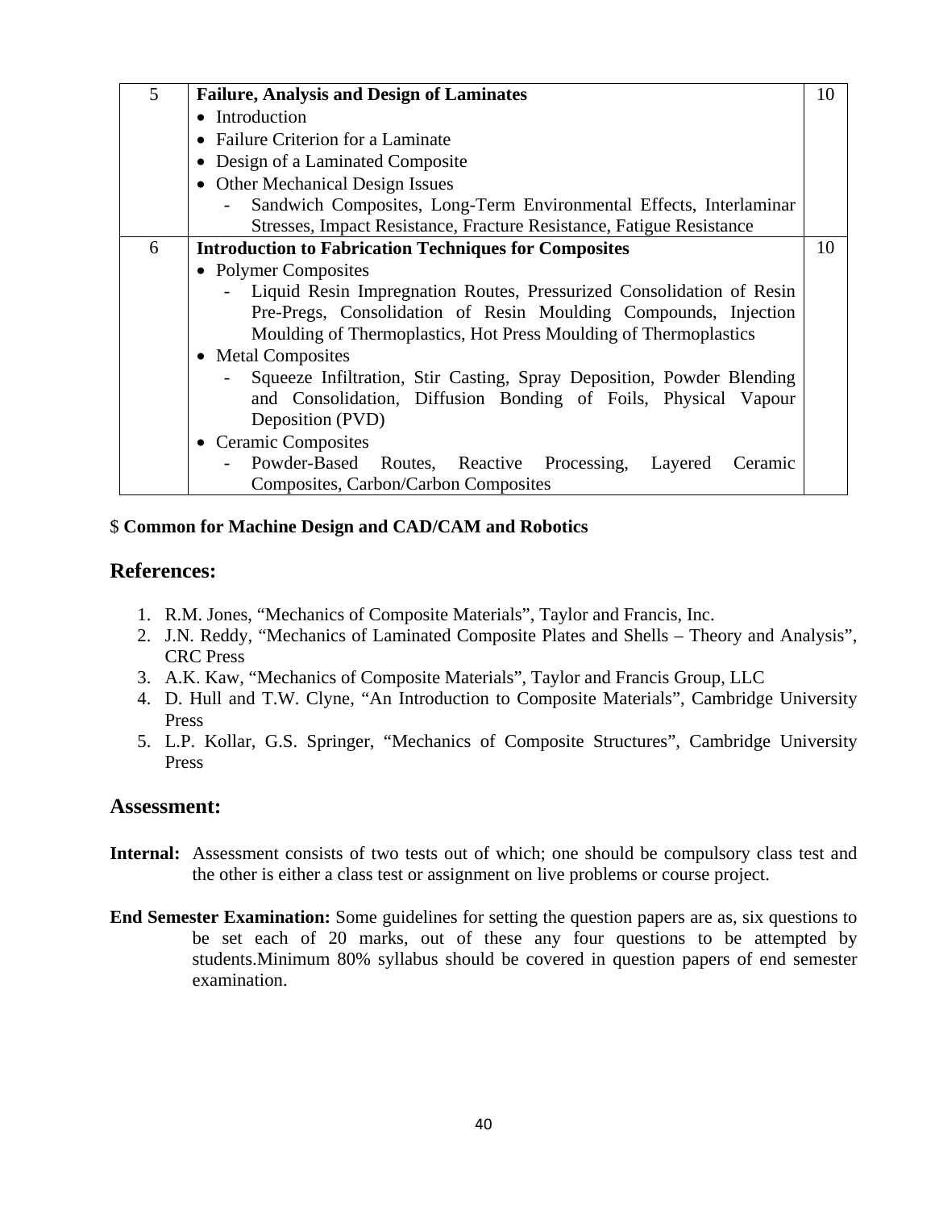| 5 | **Failure, Analysis and Design of Laminates**<br>• Introduction<br>• Failure Criterion for a Laminate<br>• Design of a Laminated Composite<br>• Other Mechanical Design Issues<br>- Sandwich Composites, Long-Term Environmental Effects, Interlaminar Stresses, Impact Resistance, Fracture Resistance, Fatigue Resistance | 10 |
|---|---|---|
| 6 | **Introduction to Fabrication Techniques for Composites**<br>• Polymer Composites<br>- Liquid Resin Impregnation Routes, Pressurized Consolidation of Resin Pre-Pregs, Consolidation of Resin Moulding Compounds, Injection Moulding of Thermoplastics, Hot Press Moulding of Thermoplastics<br>• Metal Composites<br>- Squeeze Infiltration, Stir Casting, Spray Deposition, Powder Blending and Consolidation, Diffusion Bonding of Foils, Physical Vapour Deposition (PVD)<br>• Ceramic Composites<br>- Powder-Based Routes, Reactive Processing, Layered Ceramic Composites, Carbon/Carbon Composites | 10 |

$ **Common for Machine Design and CAD/CAM and Robotics**

## References:

1. R.M. Jones, "Mechanics of Composite Materials", Taylor and Francis, Inc.
2. J.N. Reddy, "Mechanics of Laminated Composite Plates and Shells – Theory and Analysis", CRC Press
3. A.K. Kaw, "Mechanics of Composite Materials", Taylor and Francis Group, LLC
4. D. Hull and T.W. Clyne, "An Introduction to Composite Materials", Cambridge University Press
5. L.P. Kollar, G.S. Springer, "Mechanics of Composite Structures", Cambridge University Press

## Assessment:

**Internal:** Assessment consists of two tests out of which; one should be compulsory class test and the other is either a class test or assignment on live problems or course project.

**End Semester Examination:** Some guidelines for setting the question papers are as, six questions to be set each of 20 marks, out of these any four questions to be attempted by students.Minimum 80% syllabus should be covered in question papers of end semester examination.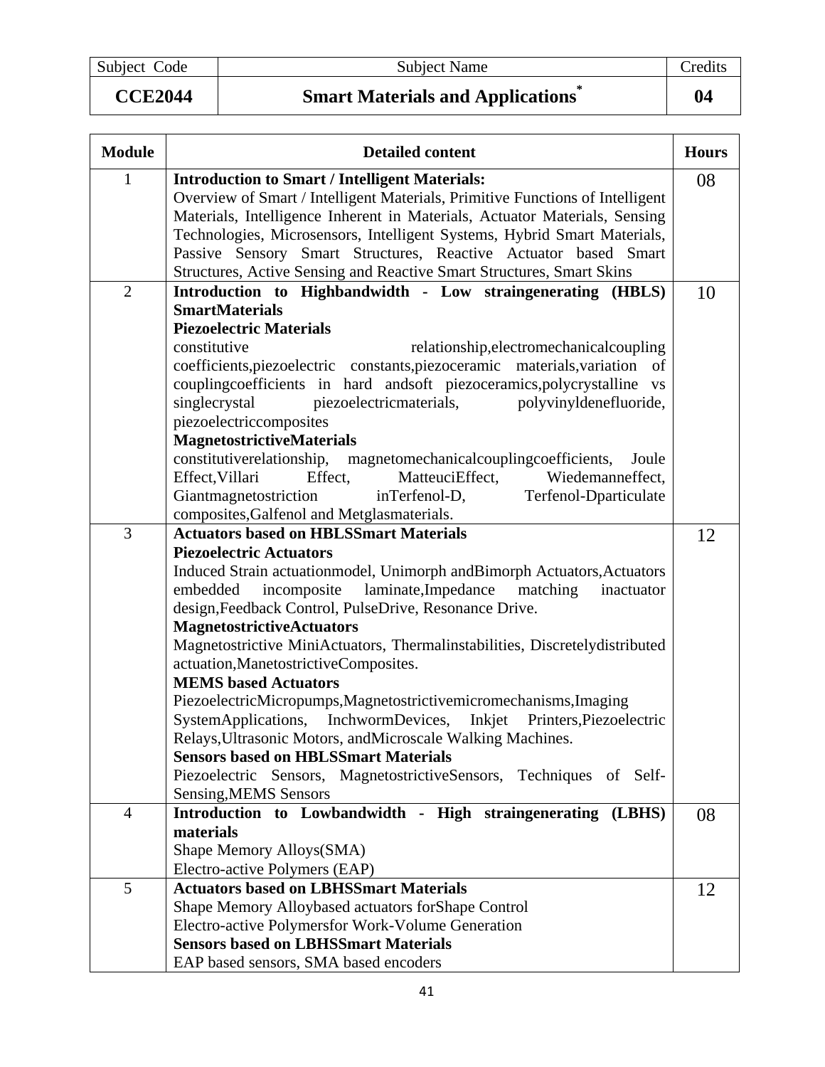| Subject Code | Subject Name | Credits |
|---|---|---|
| **CCE2044** | **Smart Materials and Applications*** | **04** |

| Module | Detailed content | Hours |
|---|---|---|
| 1 | **Introduction to Smart / Intelligent Materials:** Overview of Smart / Intelligent Materials, Primitive Functions of Intelligent Materials, Intelligence Inherent in Materials, Actuator Materials, Sensing Technologies, Microsensors, Intelligent Systems, Hybrid Smart Materials, Passive Sensory Smart Structures, Reactive Actuator based Smart Structures, Active Sensing and Reactive Smart Structures, Smart Skins | 08 |
| 2 | **Introduction to Highbandwidth - Low straingenerating (HBLS) SmartMaterials** **Piezoelectric Materials** constitutive relationship,electromechanicalcoupling coefficients,piezoelectric constants,piezoceramic materials,variation of couplingcoefficients in hard andsoft piezoceramics,polycrystalline vs singlecrystal piezoelectricmaterials, polyvinyldenefluoride, piezoelectriccomposites **MagnetostrictiveMaterials** constitutiverelationship, magnetomechanicalcouplingcoefficients, Joule Effect,Villari Effect, MatteuciEffect, Wiedemanneffect, Giantmagnetostriction inTerfenol-D, Terfenol-Dparticulate composites,Galfenol and Metglasmaterials. | 10 |
| 3 | **Actuators based on HBLSSmart Materials** **Piezoelectric Actuators** Induced Strain actuationmodel, Unimorph andBimorph Actuators,Actuators embedded incomposite laminate,Impedance matching inactuator design,Feedback Control, PulseDrive, Resonance Drive. **MagnetostrictiveActuators** Magnetostrictive MiniActuators, Thermalinstabilities, Discretelydistributed actuation,ManetostrictiveComposites. **MEMS based Actuators** PiezoelectricMicropumps,Magnetostrictivemicromechanisms,Imaging SystemApplications, InchwormDevices, Inkjet Printers,Piezoelectric Relays,Ultrasonic Motors, andMicroscale Walking Machines. **Sensors based on HBLSSmart Materials** Piezoelectric Sensors, MagnetostrictiveSensors, Techniques of Self-Sensing,MEMS Sensors | 12 |
| 4 | **Introduction to Lowbandwidth - High straingenerating (LBHS) materials** Shape Memory Alloys(SMA) Electro-active Polymers (EAP) | 08 |
| 5 | **Actuators based on LBHSSmart Materials** Shape Memory Alloybased actuators forShape Control Electro-active Polymersfor Work-Volume Generation **Sensors based on LBHSSmart Materials** EAP based sensors, SMA based encoders | 12 |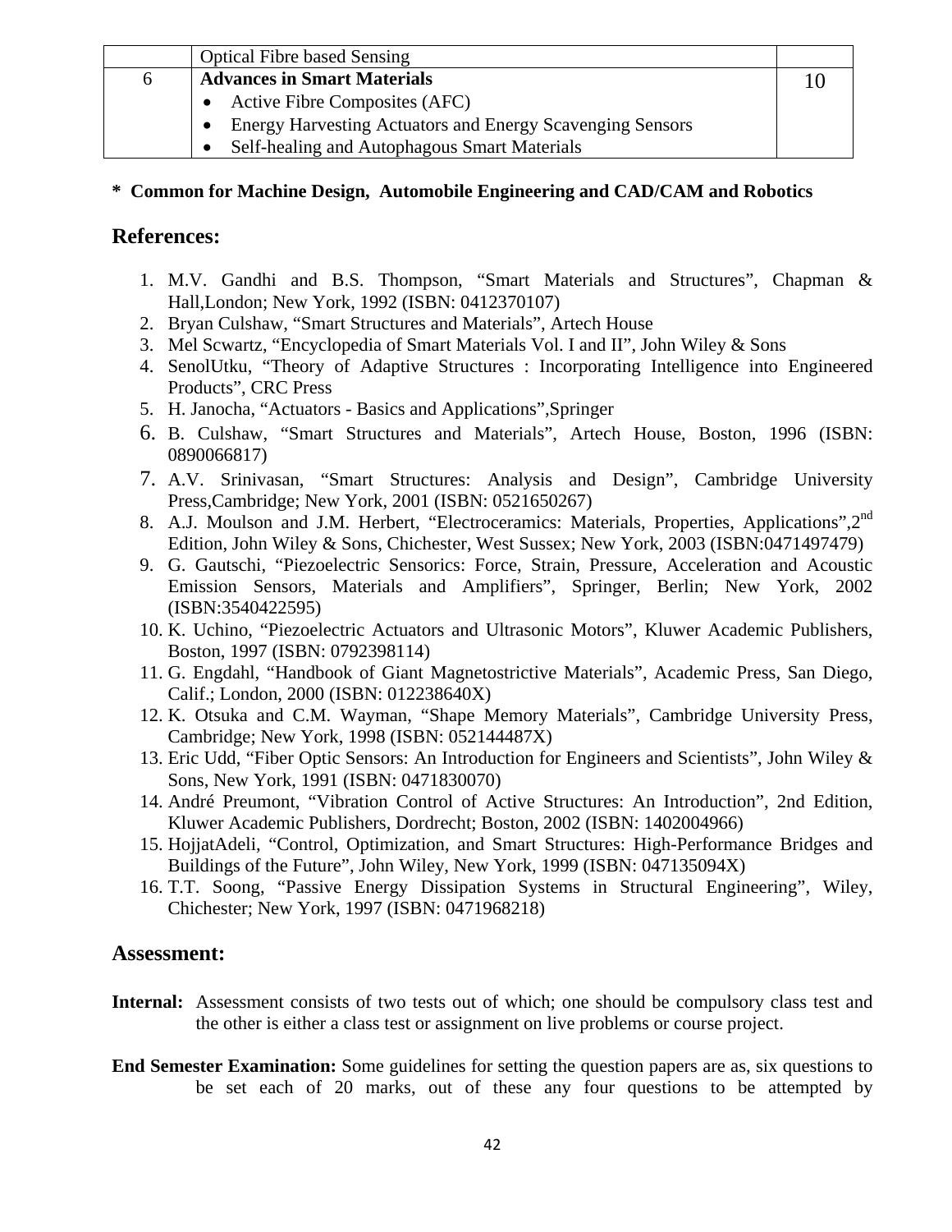| | Optical Fibre based Sensing | |
|---|---|---|
| 6 | **Advances in Smart Materials**<br>• Active Fibre Composites (AFC)<br>• Energy Harvesting Actuators and Energy Scavenging Sensors<br>• Self-healing and Autophagous Smart Materials | 10 |

**\* Common for Machine Design, Automobile Engineering and CAD/CAM and Robotics**

## References:

1. M.V. Gandhi and B.S. Thompson, “Smart Materials and Structures”, Chapman & Hall,London; New York, 1992 (ISBN: 0412370107)
2. Bryan Culshaw, “Smart Structures and Materials”, Artech House
3. Mel Scwartz, “Encyclopedia of Smart Materials Vol. I and II”, John Wiley & Sons
4. SenolUtku, “Theory of Adaptive Structures : Incorporating Intelligence into Engineered Products”, CRC Press
5. H. Janocha, “Actuators - Basics and Applications”,Springer
6. B. Culshaw, “Smart Structures and Materials”, Artech House, Boston, 1996 (ISBN: 0890066817)
7. A.V. Srinivasan, “Smart Structures: Analysis and Design”, Cambridge University Press,Cambridge; New York, 2001 (ISBN: 0521650267)
8. A.J. Moulson and J.M. Herbert, “Electroceramics: Materials, Properties, Applications”,2nd Edition, John Wiley & Sons, Chichester, West Sussex; New York, 2003 (ISBN:0471497479)
9. G. Gautschi, “Piezoelectric Sensorics: Force, Strain, Pressure, Acceleration and Acoustic Emission Sensors, Materials and Amplifiers”, Springer, Berlin; New York, 2002 (ISBN:3540422595)
10. K. Uchino, “Piezoelectric Actuators and Ultrasonic Motors”, Kluwer Academic Publishers, Boston, 1997 (ISBN: 0792398114)
11. G. Engdahl, “Handbook of Giant Magnetostrictive Materials”, Academic Press, San Diego, Calif.; London, 2000 (ISBN: 012238640X)
12. K. Otsuka and C.M. Wayman, “Shape Memory Materials”, Cambridge University Press, Cambridge; New York, 1998 (ISBN: 052144487X)
13. Eric Udd, “Fiber Optic Sensors: An Introduction for Engineers and Scientists”, John Wiley & Sons, New York, 1991 (ISBN: 0471830070)
14. André Preumont, “Vibration Control of Active Structures: An Introduction”, 2nd Edition, Kluwer Academic Publishers, Dordrecht; Boston, 2002 (ISBN: 1402004966)
15. HojjatAdeli, “Control, Optimization, and Smart Structures: High-Performance Bridges and Buildings of the Future”, John Wiley, New York, 1999 (ISBN: 047135094X)
16. T.T. Soong, “Passive Energy Dissipation Systems in Structural Engineering”, Wiley, Chichester; New York, 1997 (ISBN: 0471968218)

## Assessment:

**Internal:** Assessment consists of two tests out of which; one should be compulsory class test and the other is either a class test or assignment on live problems or course project.

**End Semester Examination:** Some guidelines for setting the question papers are as, six questions to be set each of 20 marks, out of these any four questions to be attempted by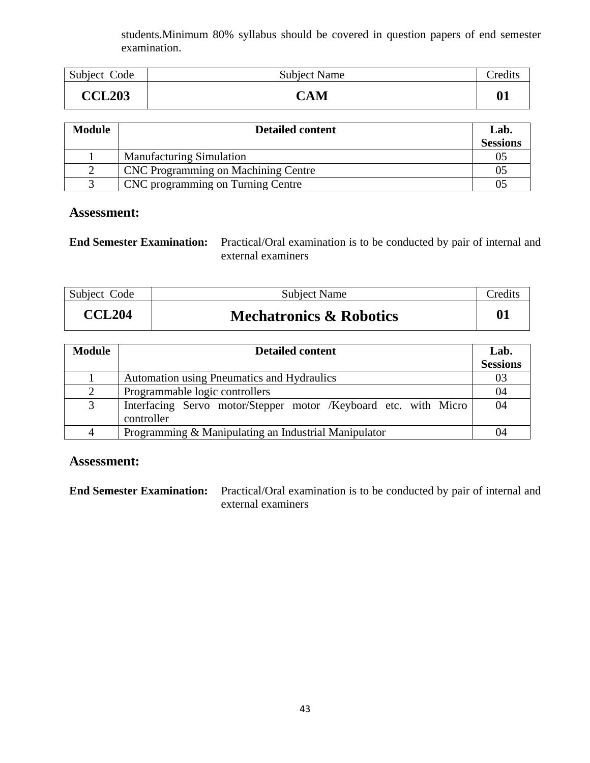students.Minimum 80% syllabus should be covered in question papers of end semester examination.

| Subject Code | Subject Name | Credits |
|---|---|---|
| **CCL203** | **CAM** | **01** |

| Module | Detailed content | Lab. Sessions |
|---|---|---|
| 1 | Manufacturing Simulation | 05 |
| 2 | CNC Programming on Machining Centre | 05 |
| 3 | CNC programming on Turning Centre | 05 |

## Assessment:

**End Semester Examination:** Practical/Oral examination is to be conducted by pair of internal and external examiners

| Subject Code | Subject Name | Credits |
|---|---|---|
| **CCL204** | **Mechatronics & Robotics** | **01** |

| Module | Detailed content | Lab. Sessions |
|---|---|---|
| 1 | Automation using Pneumatics and Hydraulics | 03 |
| 2 | Programmable logic controllers | 04 |
| 3 | Interfacing Servo motor/Stepper motor /Keyboard etc. with Micro controller | 04 |
| 4 | Programming & Manipulating an Industrial Manipulator | 04 |

## Assessment:

**End Semester Examination:** Practical/Oral examination is to be conducted by pair of internal and external examiners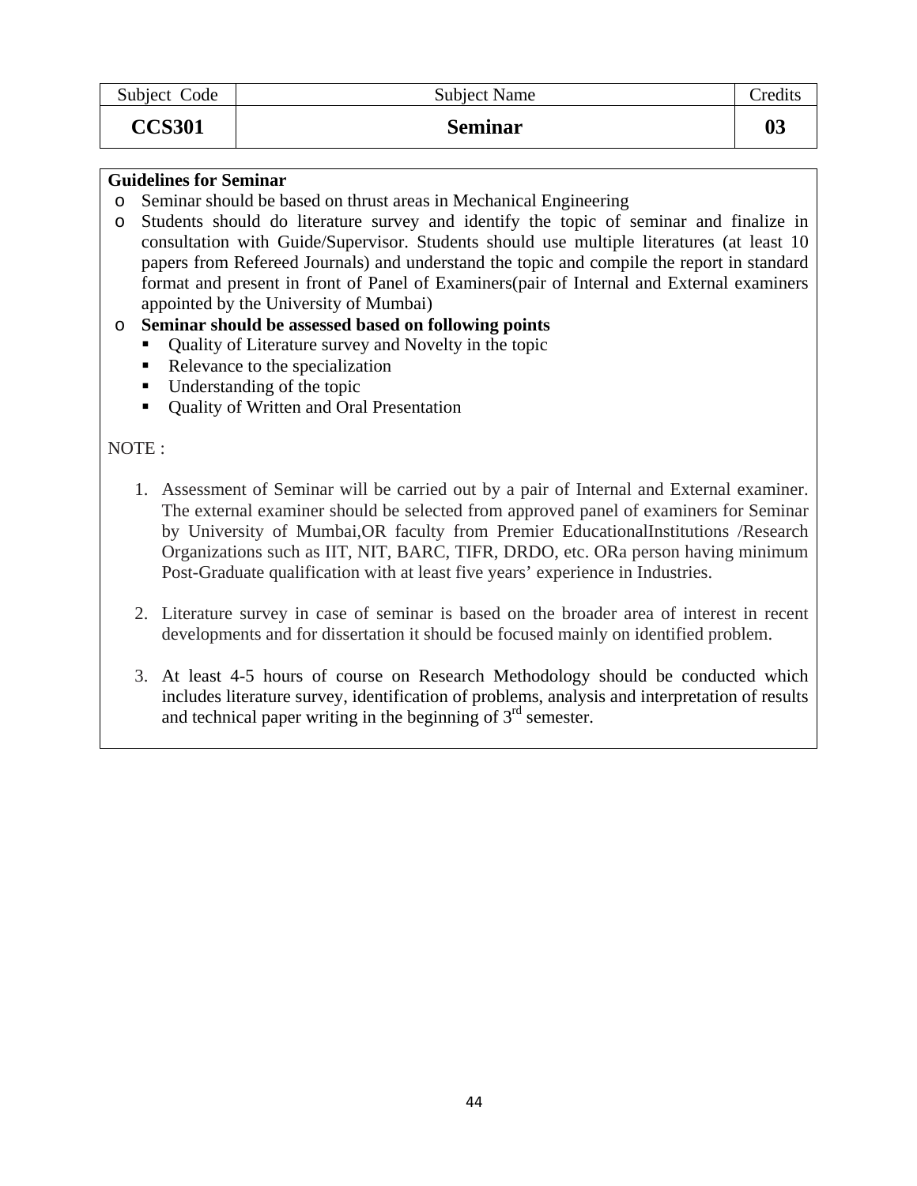| Subject Code | Subject Name | Credits |
|---|---|---|
| **CCS301** | **Seminar** | **03** |

**Guidelines for Seminar**

- Seminar should be based on thrust areas in Mechanical Engineering
- Students should do literature survey and identify the topic of seminar and finalize in consultation with Guide/Supervisor. Students should use multiple literatures (at least 10 papers from Refereed Journals) and understand the topic and compile the report in standard format and present in front of Panel of Examiners(pair of Internal and External examiners appointed by the University of Mumbai)
- **Seminar should be assessed based on following points**
  - Quality of Literature survey and Novelty in the topic
  - Relevance to the specialization
  - Understanding of the topic
  - Quality of Written and Oral Presentation

NOTE :

1. Assessment of Seminar will be carried out by a pair of Internal and External examiner. The external examiner should be selected from approved panel of examiners for Seminar by University of Mumbai,OR faculty from Premier EducationalInstitutions /Research Organizations such as IIT, NIT, BARC, TIFR, DRDO, etc. ORa person having minimum Post-Graduate qualification with at least five years' experience in Industries.

2. Literature survey in case of seminar is based on the broader area of interest in recent developments and for dissertation it should be focused mainly on identified problem.

3. At least 4-5 hours of course on Research Methodology should be conducted which includes literature survey, identification of problems, analysis and interpretation of results and technical paper writing in the beginning of 3rd semester.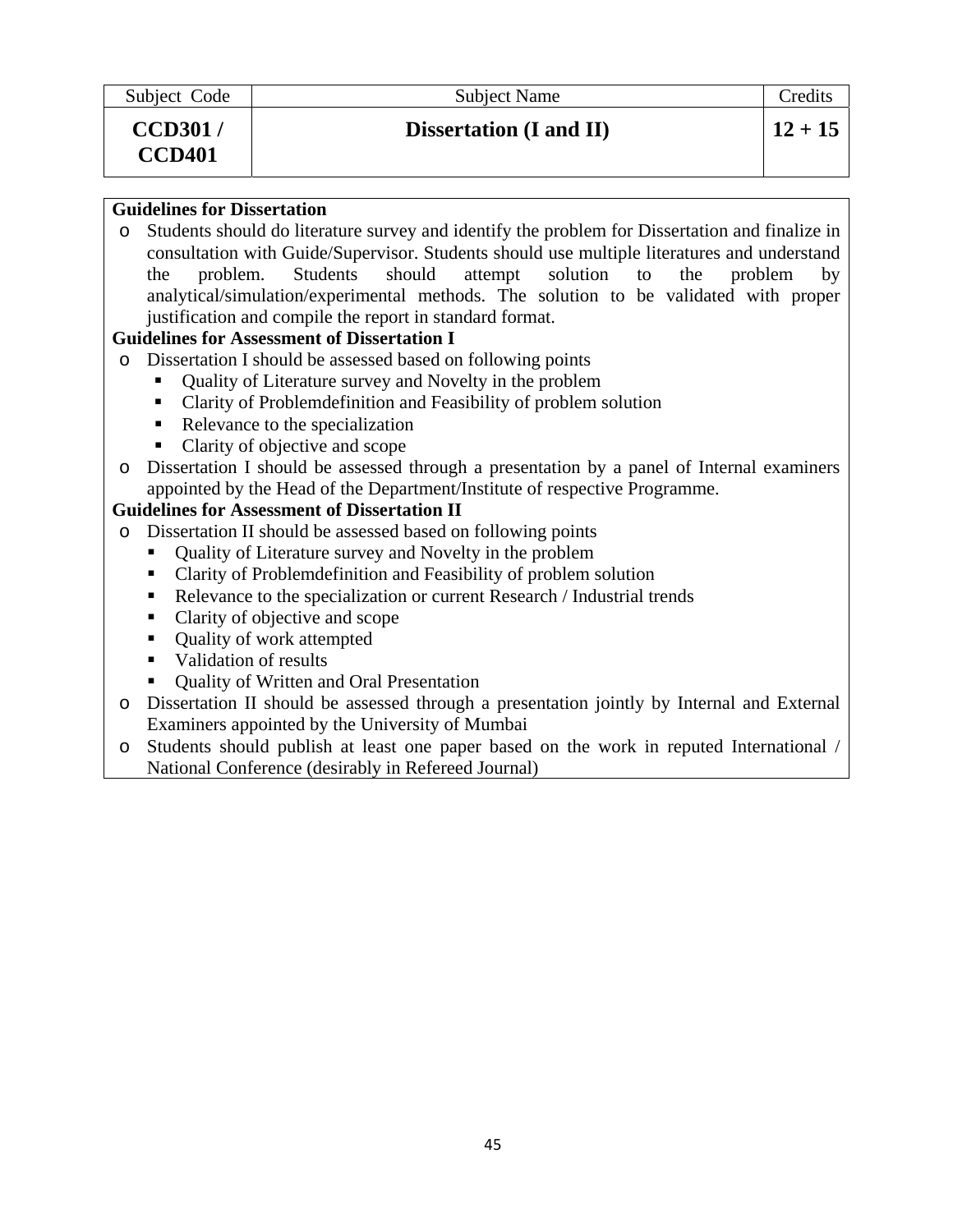| Subject Code | Subject Name | Credits |
|---|---|---|
| **CCD301 / CCD401** | **Dissertation (I and II)** | **12 + 15** |

**Guidelines for Dissertation**

- Students should do literature survey and identify the problem for Dissertation and finalize in consultation with Guide/Supervisor. Students should use multiple literatures and understand the problem. Students should attempt solution to the problem by analytical/simulation/experimental methods. The solution to be validated with proper justification and compile the report in standard format.

**Guidelines for Assessment of Dissertation I**

- Dissertation I should be assessed based on following points
  - Quality of Literature survey and Novelty in the problem
  - Clarity of Problemdefinition and Feasibility of problem solution
  - Relevance to the specialization
  - Clarity of objective and scope
- Dissertation I should be assessed through a presentation by a panel of Internal examiners appointed by the Head of the Department/Institute of respective Programme.

**Guidelines for Assessment of Dissertation II**

- Dissertation II should be assessed based on following points
  - Quality of Literature survey and Novelty in the problem
  - Clarity of Problemdefinition and Feasibility of problem solution
  - Relevance to the specialization or current Research / Industrial trends
  - Clarity of objective and scope
  - Quality of work attempted
  - Validation of results
  - Quality of Written and Oral Presentation
- Dissertation II should be assessed through a presentation jointly by Internal and External Examiners appointed by the University of Mumbai
- Students should publish at least one paper based on the work in reputed International / National Conference (desirably in Refereed Journal)